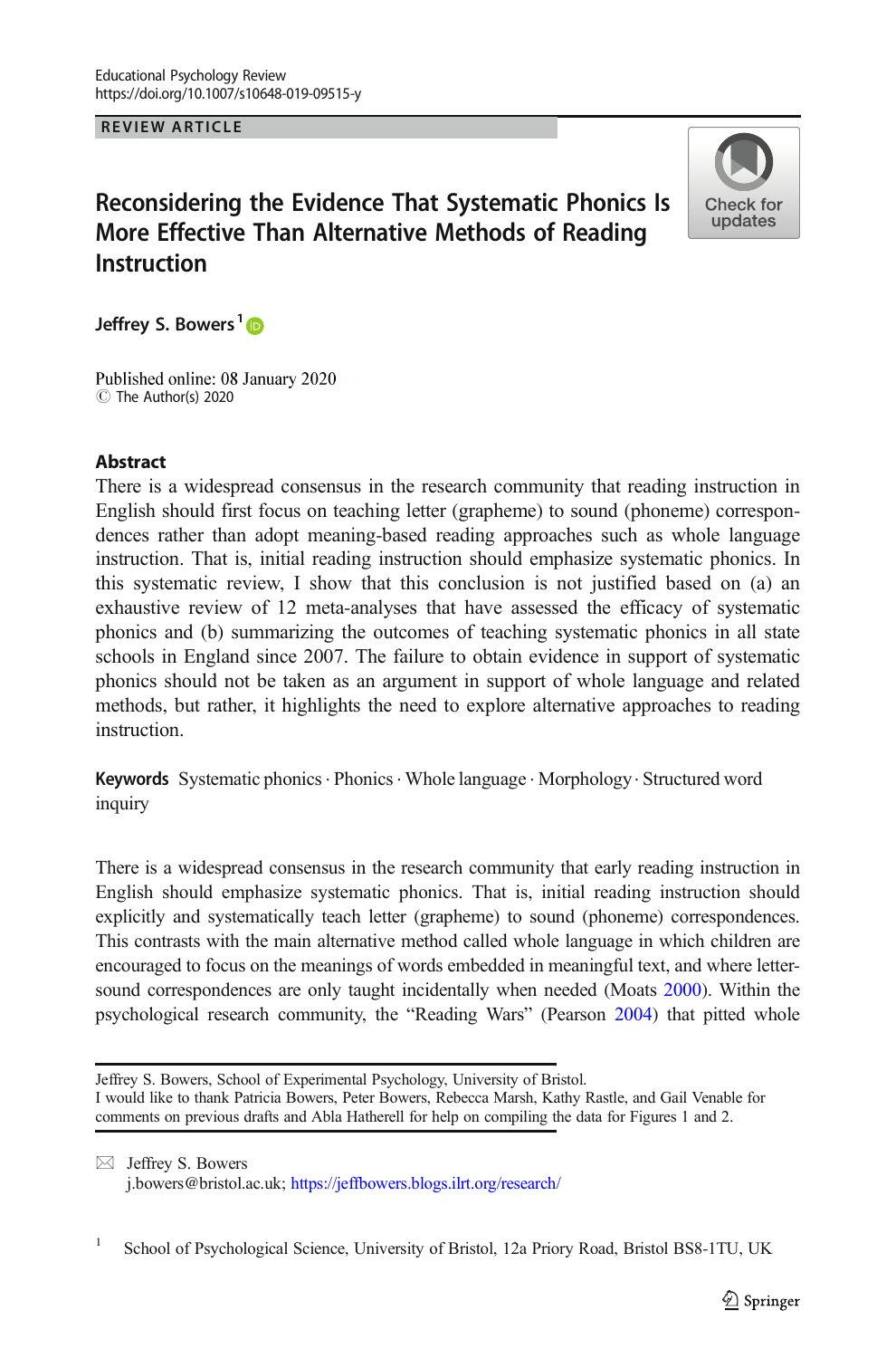REVIEW ARTICLE

# Reconsidering the Evidence That Systematic Phonics Is More Effective Than Alternative Methods of Reading Instruction

**Jeffrey S. Bowers**[1]

Published online: 08 January 2020
© The Author(s) 2020

## Abstract

There is a widespread consensus in the research community that reading instruction in English should first focus on teaching letter (grapheme) to sound (phoneme) correspondences rather than adopt meaning-based reading approaches such as whole language instruction. That is, initial reading instruction should emphasize systematic phonics. In this systematic review, I show that this conclusion is not justified based on (a) an exhaustive review of 12 meta-analyses that have assessed the efficacy of systematic phonics and (b) summarizing the outcomes of teaching systematic phonics in all state schools in England since 2007. The failure to obtain evidence in support of systematic phonics should not be taken as an argument in support of whole language and related methods, but rather, it highlights the need to explore alternative approaches to reading instruction.

**Keywords** Systematic phonics · Phonics · Whole language · Morphology · Structured word inquiry

There is a widespread consensus in the research community that early reading instruction in English should emphasize systematic phonics. That is, initial reading instruction should explicitly and systematically teach letter (grapheme) to sound (phoneme) correspondences. This contrasts with the main alternative method called whole language in which children are encouraged to focus on the meanings of words embedded in meaningful text, and where letter-sound correspondences are only taught incidentally when needed (Moats 2000). Within the psychological research community, the "Reading Wars" (Pearson 2004) that pitted whole

---

Jeffrey S. Bowers, School of Experimental Psychology, University of Bristol.
I would like to thank Patricia Bowers, Peter Bowers, Rebecca Marsh, Kathy Rastle, and Gail Venable for comments on previous drafts and Abla Hatherell for help on compiling the data for Figures 1 and 2.

✉ Jeffrey S. Bowers
j.bowers@bristol.ac.uk; https://jeffbowers.blogs.ilrt.org/research/

[1] School of Psychological Science, University of Bristol, 12a Priory Road, Bristol BS8-1TU, UK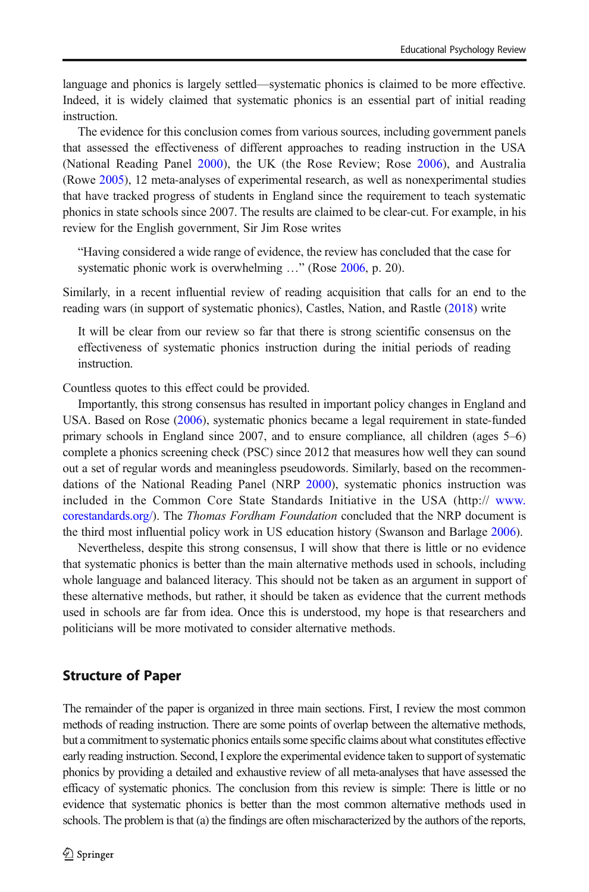language and phonics is largely settled—systematic phonics is claimed to be more effective. Indeed, it is widely claimed that systematic phonics is an essential part of initial reading instruction.

The evidence for this conclusion comes from various sources, including government panels that assessed the effectiveness of different approaches to reading instruction in the USA (National Reading Panel 2000), the UK (the Rose Review; Rose 2006), and Australia (Rowe 2005), 12 meta-analyses of experimental research, as well as nonexperimental studies that have tracked progress of students in England since the requirement to teach systematic phonics in state schools since 2007. The results are claimed to be clear-cut. For example, in his review for the English government, Sir Jim Rose writes

> "Having considered a wide range of evidence, the review has concluded that the case for systematic phonic work is overwhelming …" (Rose 2006, p. 20).

Similarly, in a recent influential review of reading acquisition that calls for an end to the reading wars (in support of systematic phonics), Castles, Nation, and Rastle (2018) write

> It will be clear from our review so far that there is strong scientific consensus on the effectiveness of systematic phonics instruction during the initial periods of reading instruction.

Countless quotes to this effect could be provided.

Importantly, this strong consensus has resulted in important policy changes in England and USA. Based on Rose (2006), systematic phonics became a legal requirement in state-funded primary schools in England since 2007, and to ensure compliance, all children (ages 5–6) complete a phonics screening check (PSC) since 2012 that measures how well they can sound out a set of regular words and meaningless pseudowords. Similarly, based on the recommendations of the National Reading Panel (NRP 2000), systematic phonics instruction was included in the Common Core State Standards Initiative in the USA (http:// www.corestandards.org/). The *Thomas Fordham Foundation* concluded that the NRP document is the third most influential policy work in US education history (Swanson and Barlage 2006).

Nevertheless, despite this strong consensus, I will show that there is little or no evidence that systematic phonics is better than the main alternative methods used in schools, including whole language and balanced literacy. This should not be taken as an argument in support of these alternative methods, but rather, it should be taken as evidence that the current methods used in schools are far from idea. Once this is understood, my hope is that researchers and politicians will be more motivated to consider alternative methods.

## Structure of Paper

The remainder of the paper is organized in three main sections. First, I review the most common methods of reading instruction. There are some points of overlap between the alternative methods, but a commitment to systematic phonics entails some specific claims about what constitutes effective early reading instruction. Second, I explore the experimental evidence taken to support of systematic phonics by providing a detailed and exhaustive review of all meta-analyses that have assessed the efficacy of systematic phonics. The conclusion from this review is simple: There is little or no evidence that systematic phonics is better than the most common alternative methods used in schools. The problem is that (a) the findings are often mischaracterized by the authors of the reports,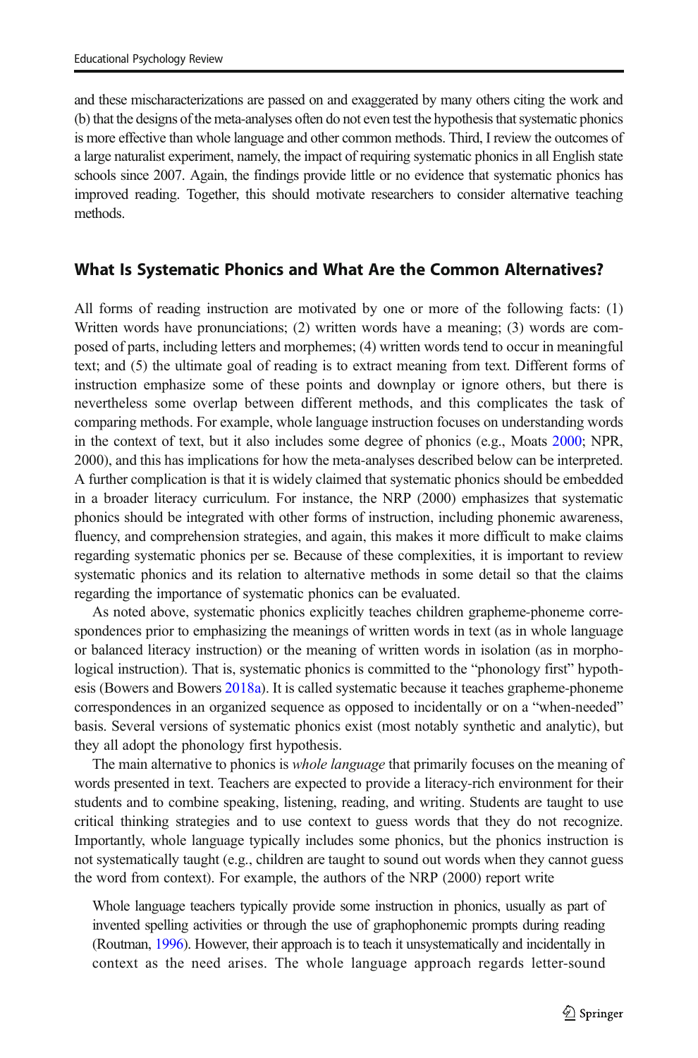and these mischaracterizations are passed on and exaggerated by many others citing the work and (b) that the designs of the meta-analyses often do not even test the hypothesis that systematic phonics is more effective than whole language and other common methods. Third, I review the outcomes of a large naturalist experiment, namely, the impact of requiring systematic phonics in all English state schools since 2007. Again, the findings provide little or no evidence that systematic phonics has improved reading. Together, this should motivate researchers to consider alternative teaching methods.

## What Is Systematic Phonics and What Are the Common Alternatives?

All forms of reading instruction are motivated by one or more of the following facts: (1) Written words have pronunciations; (2) written words have a meaning; (3) words are composed of parts, including letters and morphemes; (4) written words tend to occur in meaningful text; and (5) the ultimate goal of reading is to extract meaning from text. Different forms of instruction emphasize some of these points and downplay or ignore others, but there is nevertheless some overlap between different methods, and this complicates the task of comparing methods. For example, whole language instruction focuses on understanding words in the context of text, but it also includes some degree of phonics (e.g., Moats 2000; NPR, 2000), and this has implications for how the meta-analyses described below can be interpreted. A further complication is that it is widely claimed that systematic phonics should be embedded in a broader literacy curriculum. For instance, the NRP (2000) emphasizes that systematic phonics should be integrated with other forms of instruction, including phonemic awareness, fluency, and comprehension strategies, and again, this makes it more difficult to make claims regarding systematic phonics per se. Because of these complexities, it is important to review systematic phonics and its relation to alternative methods in some detail so that the claims regarding the importance of systematic phonics can be evaluated.

As noted above, systematic phonics explicitly teaches children grapheme-phoneme correspondences prior to emphasizing the meanings of written words in text (as in whole language or balanced literacy instruction) or the meaning of written words in isolation (as in morphological instruction). That is, systematic phonics is committed to the "phonology first" hypothesis (Bowers and Bowers 2018a). It is called systematic because it teaches grapheme-phoneme correspondences in an organized sequence as opposed to incidentally or on a "when-needed" basis. Several versions of systematic phonics exist (most notably synthetic and analytic), but they all adopt the phonology first hypothesis.

The main alternative to phonics is *whole language* that primarily focuses on the meaning of words presented in text. Teachers are expected to provide a literacy-rich environment for their students and to combine speaking, listening, reading, and writing. Students are taught to use critical thinking strategies and to use context to guess words that they do not recognize. Importantly, whole language typically includes some phonics, but the phonics instruction is not systematically taught (e.g., children are taught to sound out words when they cannot guess the word from context). For example, the authors of the NRP (2000) report write

> Whole language teachers typically provide some instruction in phonics, usually as part of invented spelling activities or through the use of graphophonemic prompts during reading (Routman, 1996). However, their approach is to teach it unsystematically and incidentally in context as the need arises. The whole language approach regards letter-sound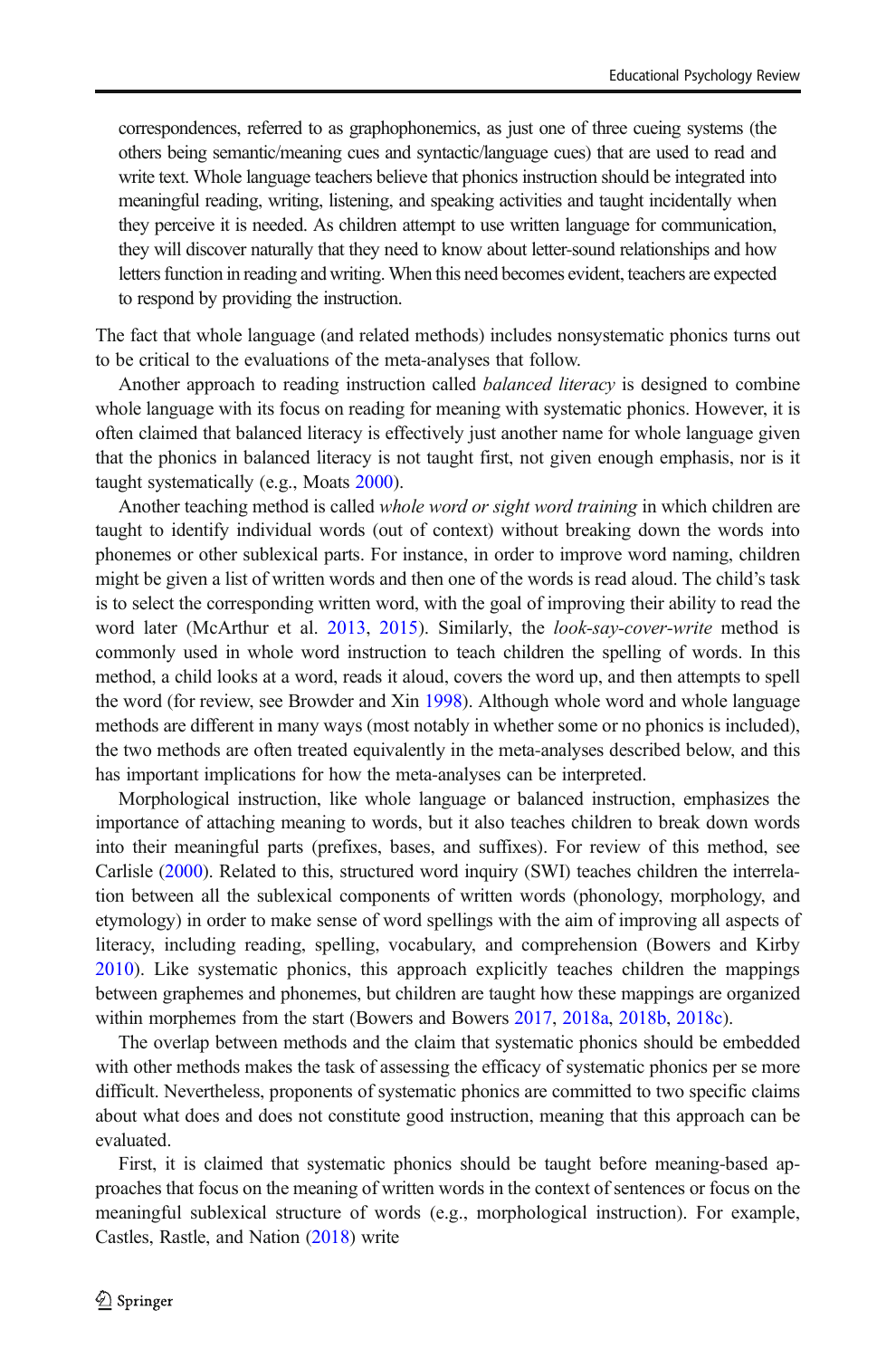> correspondences, referred to as graphophonemics, as just one of three cueing systems (the others being semantic/meaning cues and syntactic/language cues) that are used to read and write text. Whole language teachers believe that phonics instruction should be integrated into meaningful reading, writing, listening, and speaking activities and taught incidentally when they perceive it is needed. As children attempt to use written language for communication, they will discover naturally that they need to know about letter-sound relationships and how letters function in reading and writing. When this need becomes evident, teachers are expected to respond by providing the instruction.

The fact that whole language (and related methods) includes nonsystematic phonics turns out to be critical to the evaluations of the meta-analyses that follow.

Another approach to reading instruction called *balanced literacy* is designed to combine whole language with its focus on reading for meaning with systematic phonics. However, it is often claimed that balanced literacy is effectively just another name for whole language given that the phonics in balanced literacy is not taught first, not given enough emphasis, nor is it taught systematically (e.g., Moats 2000).

Another teaching method is called *whole word or sight word training* in which children are taught to identify individual words (out of context) without breaking down the words into phonemes or other sublexical parts. For instance, in order to improve word naming, children might be given a list of written words and then one of the words is read aloud. The child's task is to select the corresponding written word, with the goal of improving their ability to read the word later (McArthur et al. 2013, 2015). Similarly, the *look-say-cover-write* method is commonly used in whole word instruction to teach children the spelling of words. In this method, a child looks at a word, reads it aloud, covers the word up, and then attempts to spell the word (for review, see Browder and Xin 1998). Although whole word and whole language methods are different in many ways (most notably in whether some or no phonics is included), the two methods are often treated equivalently in the meta-analyses described below, and this has important implications for how the meta-analyses can be interpreted.

Morphological instruction, like whole language or balanced instruction, emphasizes the importance of attaching meaning to words, but it also teaches children to break down words into their meaningful parts (prefixes, bases, and suffixes). For review of this method, see Carlisle (2000). Related to this, structured word inquiry (SWI) teaches children the interrelation between all the sublexical components of written words (phonology, morphology, and etymology) in order to make sense of word spellings with the aim of improving all aspects of literacy, including reading, spelling, vocabulary, and comprehension (Bowers and Kirby 2010). Like systematic phonics, this approach explicitly teaches children the mappings between graphemes and phonemes, but children are taught how these mappings are organized within morphemes from the start (Bowers and Bowers 2017, 2018a, 2018b, 2018c).

The overlap between methods and the claim that systematic phonics should be embedded with other methods makes the task of assessing the efficacy of systematic phonics per se more difficult. Nevertheless, proponents of systematic phonics are committed to two specific claims about what does and does not constitute good instruction, meaning that this approach can be evaluated.

First, it is claimed that systematic phonics should be taught before meaning-based approaches that focus on the meaning of written words in the context of sentences or focus on the meaningful sublexical structure of words (e.g., morphological instruction). For example, Castles, Rastle, and Nation (2018) write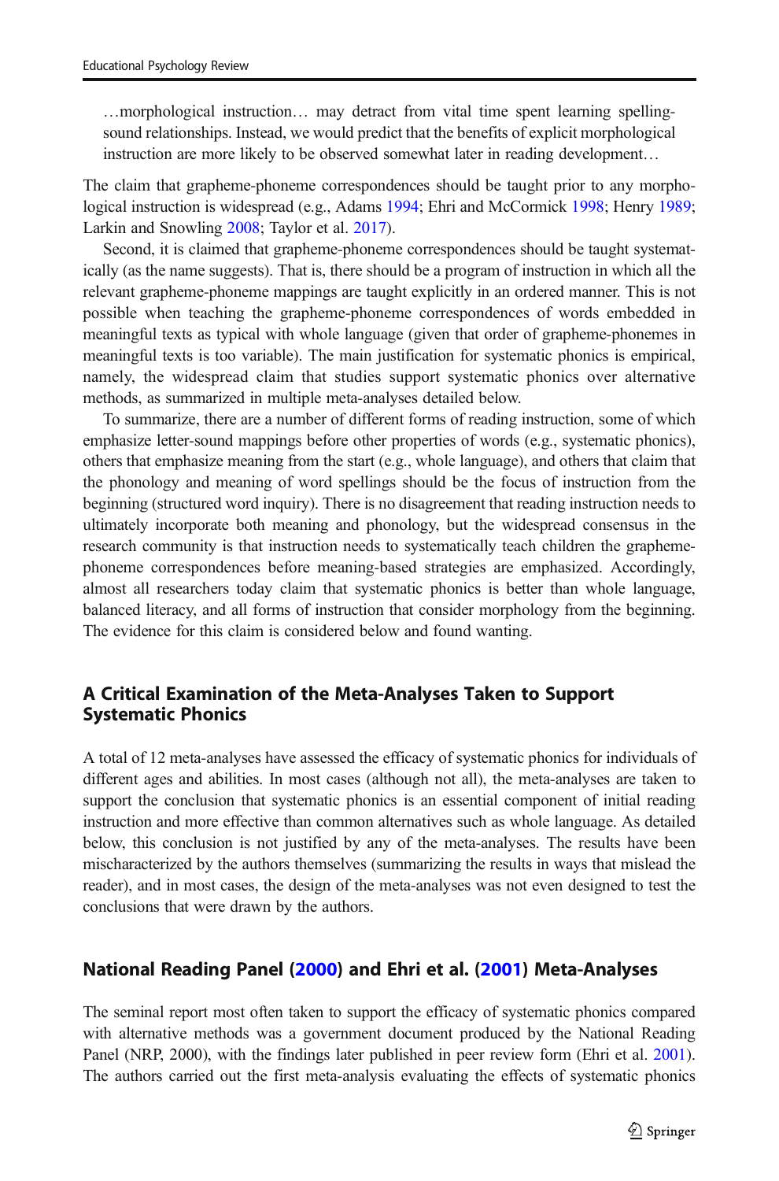> …morphological instruction… may detract from vital time spent learning spelling-sound relationships. Instead, we would predict that the benefits of explicit morphological instruction are more likely to be observed somewhat later in reading development…

The claim that grapheme-phoneme correspondences should be taught prior to any morphological instruction is widespread (e.g., Adams 1994; Ehri and McCormick 1998; Henry 1989; Larkin and Snowling 2008; Taylor et al. 2017).

Second, it is claimed that grapheme-phoneme correspondences should be taught systematically (as the name suggests). That is, there should be a program of instruction in which all the relevant grapheme-phoneme mappings are taught explicitly in an ordered manner. This is not possible when teaching the grapheme-phoneme correspondences of words embedded in meaningful texts as typical with whole language (given that order of grapheme-phonemes in meaningful texts is too variable). The main justification for systematic phonics is empirical, namely, the widespread claim that studies support systematic phonics over alternative methods, as summarized in multiple meta-analyses detailed below.

To summarize, there are a number of different forms of reading instruction, some of which emphasize letter-sound mappings before other properties of words (e.g., systematic phonics), others that emphasize meaning from the start (e.g., whole language), and others that claim that the phonology and meaning of word spellings should be the focus of instruction from the beginning (structured word inquiry). There is no disagreement that reading instruction needs to ultimately incorporate both meaning and phonology, but the widespread consensus in the research community is that instruction needs to systematically teach children the grapheme-phoneme correspondences before meaning-based strategies are emphasized. Accordingly, almost all researchers today claim that systematic phonics is better than whole language, balanced literacy, and all forms of instruction that consider morphology from the beginning. The evidence for this claim is considered below and found wanting.

## A Critical Examination of the Meta-Analyses Taken to Support Systematic Phonics

A total of 12 meta-analyses have assessed the efficacy of systematic phonics for individuals of different ages and abilities. In most cases (although not all), the meta-analyses are taken to support the conclusion that systematic phonics is an essential component of initial reading instruction and more effective than common alternatives such as whole language. As detailed below, this conclusion is not justified by any of the meta-analyses. The results have been mischaracterized by the authors themselves (summarizing the results in ways that mislead the reader), and in most cases, the design of the meta-analyses was not even designed to test the conclusions that were drawn by the authors.

## National Reading Panel (2000) and Ehri et al. (2001) Meta-Analyses

The seminal report most often taken to support the efficacy of systematic phonics compared with alternative methods was a government document produced by the National Reading Panel (NRP, 2000), with the findings later published in peer review form (Ehri et al. 2001). The authors carried out the first meta-analysis evaluating the effects of systematic phonics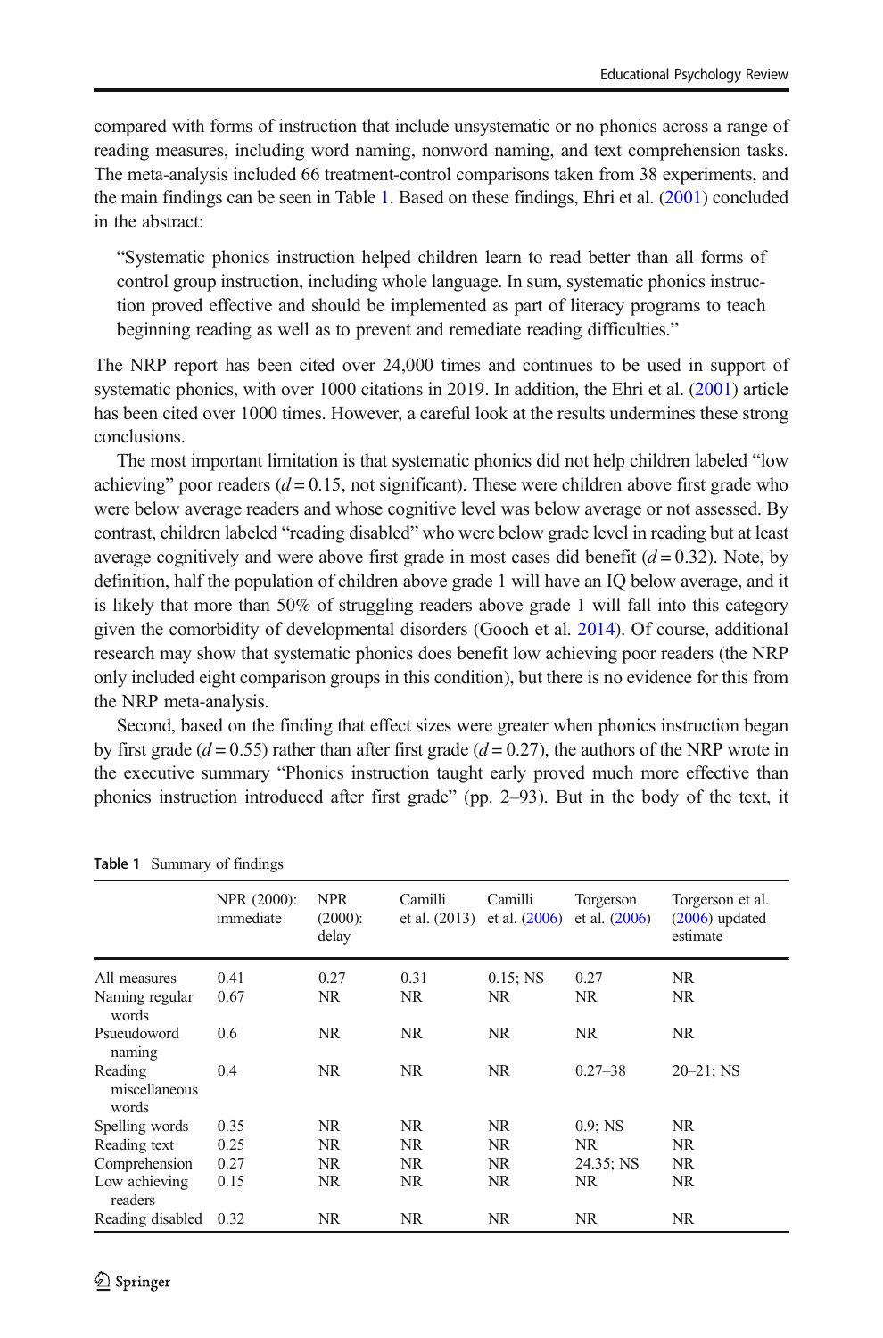compared with forms of instruction that include unsystematic or no phonics across a range of reading measures, including word naming, nonword naming, and text comprehension tasks. The meta-analysis included 66 treatment-control comparisons taken from 38 experiments, and the main findings can be seen in Table 1. Based on these findings, Ehri et al. (2001) concluded in the abstract:

> "Systematic phonics instruction helped children learn to read better than all forms of control group instruction, including whole language. In sum, systematic phonics instruction proved effective and should be implemented as part of literacy programs to teach beginning reading as well as to prevent and remediate reading difficulties."

The NRP report has been cited over 24,000 times and continues to be used in support of systematic phonics, with over 1000 citations in 2019. In addition, the Ehri et al. (2001) article has been cited over 1000 times. However, a careful look at the results undermines these strong conclusions.

The most important limitation is that systematic phonics did not help children labeled "low achieving" poor readers ($d = 0.15$, not significant). These were children above first grade who were below average readers and whose cognitive level was below average or not assessed. By contrast, children labeled "reading disabled" who were below grade level in reading but at least average cognitively and were above first grade in most cases did benefit ($d = 0.32$). Note, by definition, half the population of children above grade 1 will have an IQ below average, and it is likely that more than 50% of struggling readers above grade 1 will fall into this category given the comorbidity of developmental disorders (Gooch et al. 2014). Of course, additional research may show that systematic phonics does benefit low achieving poor readers (the NRP only included eight comparison groups in this condition), but there is no evidence for this from the NRP meta-analysis.

Second, based on the finding that effect sizes were greater when phonics instruction began by first grade ($d = 0.55$) rather than after first grade ($d = 0.27$), the authors of the NRP wrote in the executive summary "Phonics instruction taught early proved much more effective than phonics instruction introduced after first grade" (pp. 2–93). But in the body of the text, it

**Table 1** Summary of findings

| | NPR (2000): immediate | NPR (2000): delay | Camilli et al. (2013) | Camilli et al. (2006) | Torgerson et al. (2006) | Torgerson et al. (2006) updated estimate |
|---|---|---|---|---|---|---|
| All measures | 0.41 | 0.27 | 0.31 | 0.15; NS | 0.27 | NR |
| Naming regular words | 0.67 | NR | NR | NR | NR | NR |
| Psueudoword naming | 0.6 | NR | NR | NR | NR | NR |
| Reading miscellaneous words | 0.4 | NR | NR | NR | 0.27–38 | 20–21; NS |
| Spelling words | 0.35 | NR | NR | NR | 0.9; NS | NR |
| Reading text | 0.25 | NR | NR | NR | NR | NR |
| Comprehension | 0.27 | NR | NR | NR | 24.35; NS | NR |
| Low achieving readers | 0.15 | NR | NR | NR | NR | NR |
| Reading disabled | 0.32 | NR | NR | NR | NR | NR |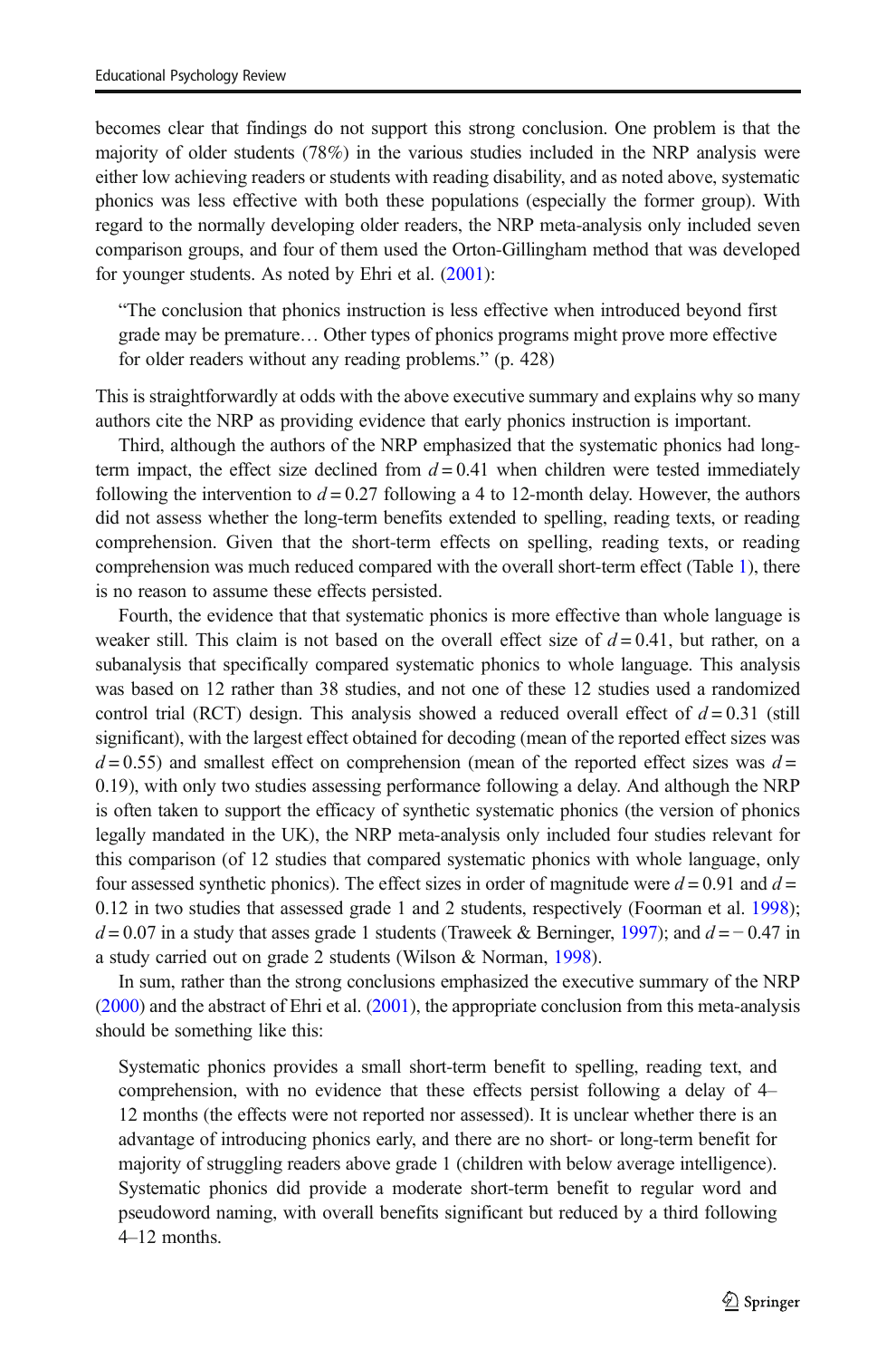becomes clear that findings do not support this strong conclusion. One problem is that the majority of older students (78%) in the various studies included in the NRP analysis were either low achieving readers or students with reading disability, and as noted above, systematic phonics was less effective with both these populations (especially the former group). With regard to the normally developing older readers, the NRP meta-analysis only included seven comparison groups, and four of them used the Orton-Gillingham method that was developed for younger students. As noted by Ehri et al. (2001):

> "The conclusion that phonics instruction is less effective when introduced beyond first grade may be premature… Other types of phonics programs might prove more effective for older readers without any reading problems." (p. 428)

This is straightforwardly at odds with the above executive summary and explains why so many authors cite the NRP as providing evidence that early phonics instruction is important.

Third, although the authors of the NRP emphasized that the systematic phonics had long-term impact, the effect size declined from $d = 0.41$ when children were tested immediately following the intervention to $d = 0.27$ following a 4 to 12-month delay. However, the authors did not assess whether the long-term benefits extended to spelling, reading texts, or reading comprehension. Given that the short-term effects on spelling, reading texts, or reading comprehension was much reduced compared with the overall short-term effect (Table 1), there is no reason to assume these effects persisted.

Fourth, the evidence that that systematic phonics is more effective than whole language is weaker still. This claim is not based on the overall effect size of $d = 0.41$, but rather, on a subanalysis that specifically compared systematic phonics to whole language. This analysis was based on 12 rather than 38 studies, and not one of these 12 studies used a randomized control trial (RCT) design. This analysis showed a reduced overall effect of $d = 0.31$ (still significant), with the largest effect obtained for decoding (mean of the reported effect sizes was $d = 0.55$) and smallest effect on comprehension (mean of the reported effect sizes was $d = 0.19$), with only two studies assessing performance following a delay. And although the NRP is often taken to support the efficacy of synthetic systematic phonics (the version of phonics legally mandated in the UK), the NRP meta-analysis only included four studies relevant for this comparison (of 12 studies that compared systematic phonics with whole language, only four assessed synthetic phonics). The effect sizes in order of magnitude were $d = 0.91$ and $d = 0.12$ in two studies that assessed grade 1 and 2 students, respectively (Foorman et al. 1998); $d = 0.07$ in a study that asses grade 1 students (Traweek & Berninger, 1997); and $d = -0.47$ in a study carried out on grade 2 students (Wilson & Norman, 1998).

In sum, rather than the strong conclusions emphasized the executive summary of the NRP (2000) and the abstract of Ehri et al. (2001), the appropriate conclusion from this meta-analysis should be something like this:

> Systematic phonics provides a small short-term benefit to spelling, reading text, and comprehension, with no evidence that these effects persist following a delay of 4–12 months (the effects were not reported nor assessed). It is unclear whether there is an advantage of introducing phonics early, and there are no short- or long-term benefit for majority of struggling readers above grade 1 (children with below average intelligence). Systematic phonics did provide a moderate short-term benefit to regular word and pseudoword naming, with overall benefits significant but reduced by a third following 4–12 months.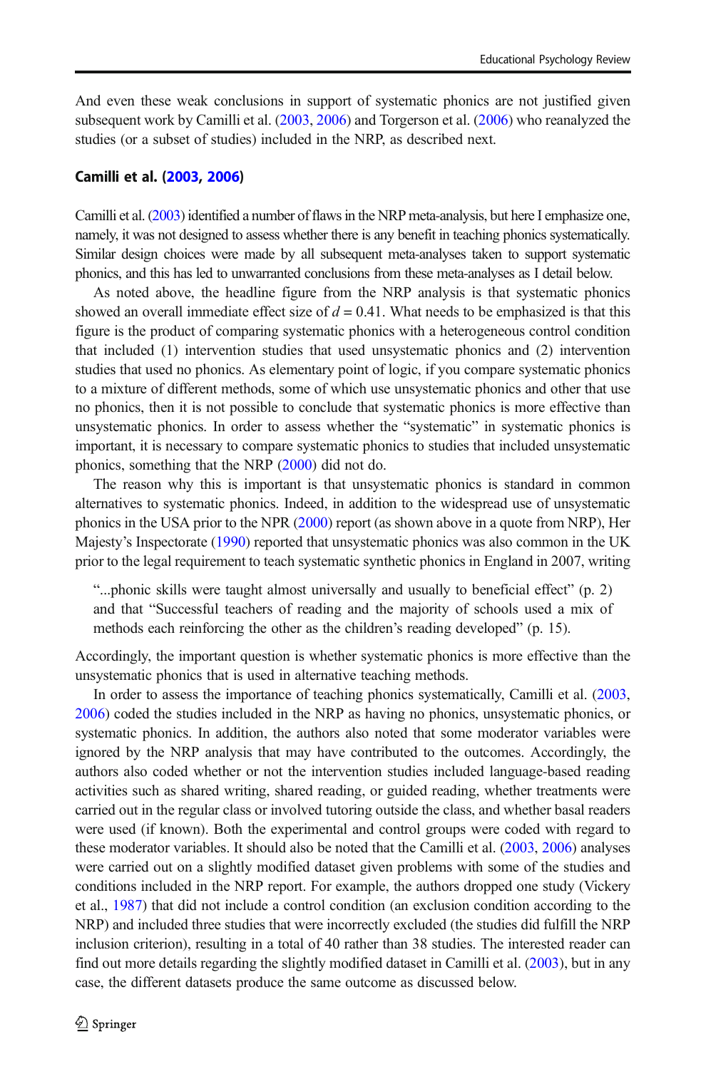And even these weak conclusions in support of systematic phonics are not justified given subsequent work by Camilli et al. (2003, 2006) and Torgerson et al. (2006) who reanalyzed the studies (or a subset of studies) included in the NRP, as described next.

### Camilli et al. (2003, 2006)

Camilli et al. (2003) identified a number of flaws in the NRP meta-analysis, but here I emphasize one, namely, it was not designed to assess whether there is any benefit in teaching phonics systematically. Similar design choices were made by all subsequent meta-analyses taken to support systematic phonics, and this has led to unwarranted conclusions from these meta-analyses as I detail below.

As noted above, the headline figure from the NRP analysis is that systematic phonics showed an overall immediate effect size of $d = 0.41$. What needs to be emphasized is that this figure is the product of comparing systematic phonics with a heterogeneous control condition that included (1) intervention studies that used unsystematic phonics and (2) intervention studies that used no phonics. As elementary point of logic, if you compare systematic phonics to a mixture of different methods, some of which use unsystematic phonics and other that use no phonics, then it is not possible to conclude that systematic phonics is more effective than unsystematic phonics. In order to assess whether the "systematic" in systematic phonics is important, it is necessary to compare systematic phonics to studies that included unsystematic phonics, something that the NRP (2000) did not do.

The reason why this is important is that unsystematic phonics is standard in common alternatives to systematic phonics. Indeed, in addition to the widespread use of unsystematic phonics in the USA prior to the NPR (2000) report (as shown above in a quote from NRP), Her Majesty's Inspectorate (1990) reported that unsystematic phonics was also common in the UK prior to the legal requirement to teach systematic synthetic phonics in England in 2007, writing

> "...phonic skills were taught almost universally and usually to beneficial effect" (p. 2) and that "Successful teachers of reading and the majority of schools used a mix of methods each reinforcing the other as the children's reading developed" (p. 15).

Accordingly, the important question is whether systematic phonics is more effective than the unsystematic phonics that is used in alternative teaching methods.

In order to assess the importance of teaching phonics systematically, Camilli et al. (2003, 2006) coded the studies included in the NRP as having no phonics, unsystematic phonics, or systematic phonics. In addition, the authors also noted that some moderator variables were ignored by the NRP analysis that may have contributed to the outcomes. Accordingly, the authors also coded whether or not the intervention studies included language-based reading activities such as shared writing, shared reading, or guided reading, whether treatments were carried out in the regular class or involved tutoring outside the class, and whether basal readers were used (if known). Both the experimental and control groups were coded with regard to these moderator variables. It should also be noted that the Camilli et al. (2003, 2006) analyses were carried out on a slightly modified dataset given problems with some of the studies and conditions included in the NRP report. For example, the authors dropped one study (Vickery et al., 1987) that did not include a control condition (an exclusion condition according to the NRP) and included three studies that were incorrectly excluded (the studies did fulfill the NRP inclusion criterion), resulting in a total of 40 rather than 38 studies. The interested reader can find out more details regarding the slightly modified dataset in Camilli et al. (2003), but in any case, the different datasets produce the same outcome as discussed below.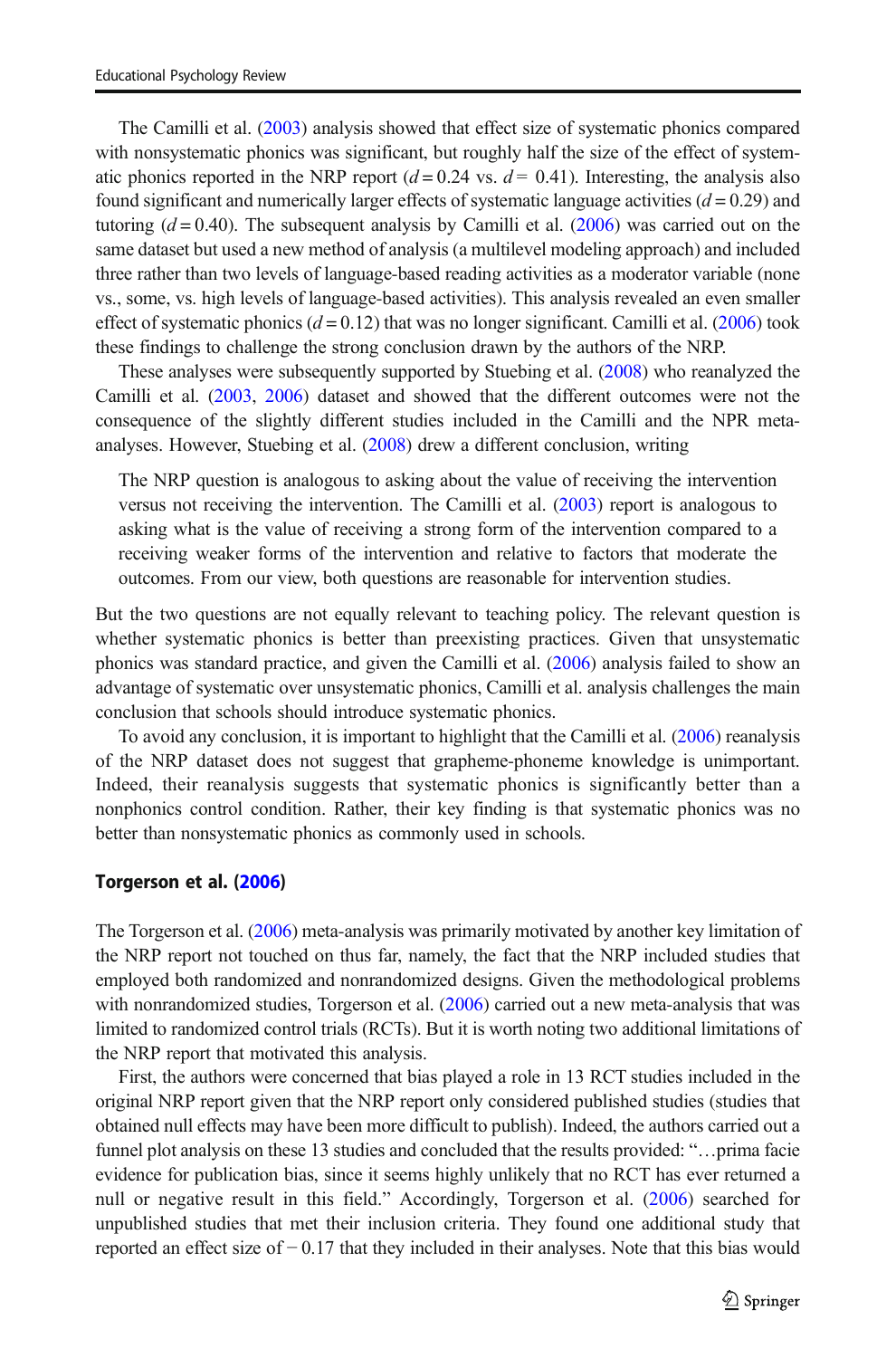The Camilli et al. (2003) analysis showed that effect size of systematic phonics compared with nonsystematic phonics was significant, but roughly half the size of the effect of systematic phonics reported in the NRP report ($d = 0.24$ vs. $d = 0.41$). Interesting, the analysis also found significant and numerically larger effects of systematic language activities ($d = 0.29$) and tutoring ($d = 0.40$). The subsequent analysis by Camilli et al. (2006) was carried out on the same dataset but used a new method of analysis (a multilevel modeling approach) and included three rather than two levels of language-based reading activities as a moderator variable (none vs., some, vs. high levels of language-based activities). This analysis revealed an even smaller effect of systematic phonics ($d = 0.12$) that was no longer significant. Camilli et al. (2006) took these findings to challenge the strong conclusion drawn by the authors of the NRP.

These analyses were subsequently supported by Stuebing et al. (2008) who reanalyzed the Camilli et al. (2003, 2006) dataset and showed that the different outcomes were not the consequence of the slightly different studies included in the Camilli and the NPR meta-analyses. However, Stuebing et al. (2008) drew a different conclusion, writing

> The NRP question is analogous to asking about the value of receiving the intervention versus not receiving the intervention. The Camilli et al. (2003) report is analogous to asking what is the value of receiving a strong form of the intervention compared to a receiving weaker forms of the intervention and relative to factors that moderate the outcomes. From our view, both questions are reasonable for intervention studies.

But the two questions are not equally relevant to teaching policy. The relevant question is whether systematic phonics is better than preexisting practices. Given that unsystematic phonics was standard practice, and given the Camilli et al. (2006) analysis failed to show an advantage of systematic over unsystematic phonics, Camilli et al. analysis challenges the main conclusion that schools should introduce systematic phonics.

To avoid any conclusion, it is important to highlight that the Camilli et al. (2006) reanalysis of the NRP dataset does not suggest that grapheme-phoneme knowledge is unimportant. Indeed, their reanalysis suggests that systematic phonics is significantly better than a nonphonics control condition. Rather, their key finding is that systematic phonics was no better than nonsystematic phonics as commonly used in schools.

### Torgerson et al. (2006)

The Torgerson et al. (2006) meta-analysis was primarily motivated by another key limitation of the NRP report not touched on thus far, namely, the fact that the NRP included studies that employed both randomized and nonrandomized designs. Given the methodological problems with nonrandomized studies, Torgerson et al. (2006) carried out a new meta-analysis that was limited to randomized control trials (RCTs). But it is worth noting two additional limitations of the NRP report that motivated this analysis.

First, the authors were concerned that bias played a role in 13 RCT studies included in the original NRP report given that the NRP report only considered published studies (studies that obtained null effects may have been more difficult to publish). Indeed, the authors carried out a funnel plot analysis on these 13 studies and concluded that the results provided: "…prima facie evidence for publication bias, since it seems highly unlikely that no RCT has ever returned a null or negative result in this field." Accordingly, Torgerson et al. (2006) searched for unpublished studies that met their inclusion criteria. They found one additional study that reported an effect size of − 0.17 that they included in their analyses. Note that this bias would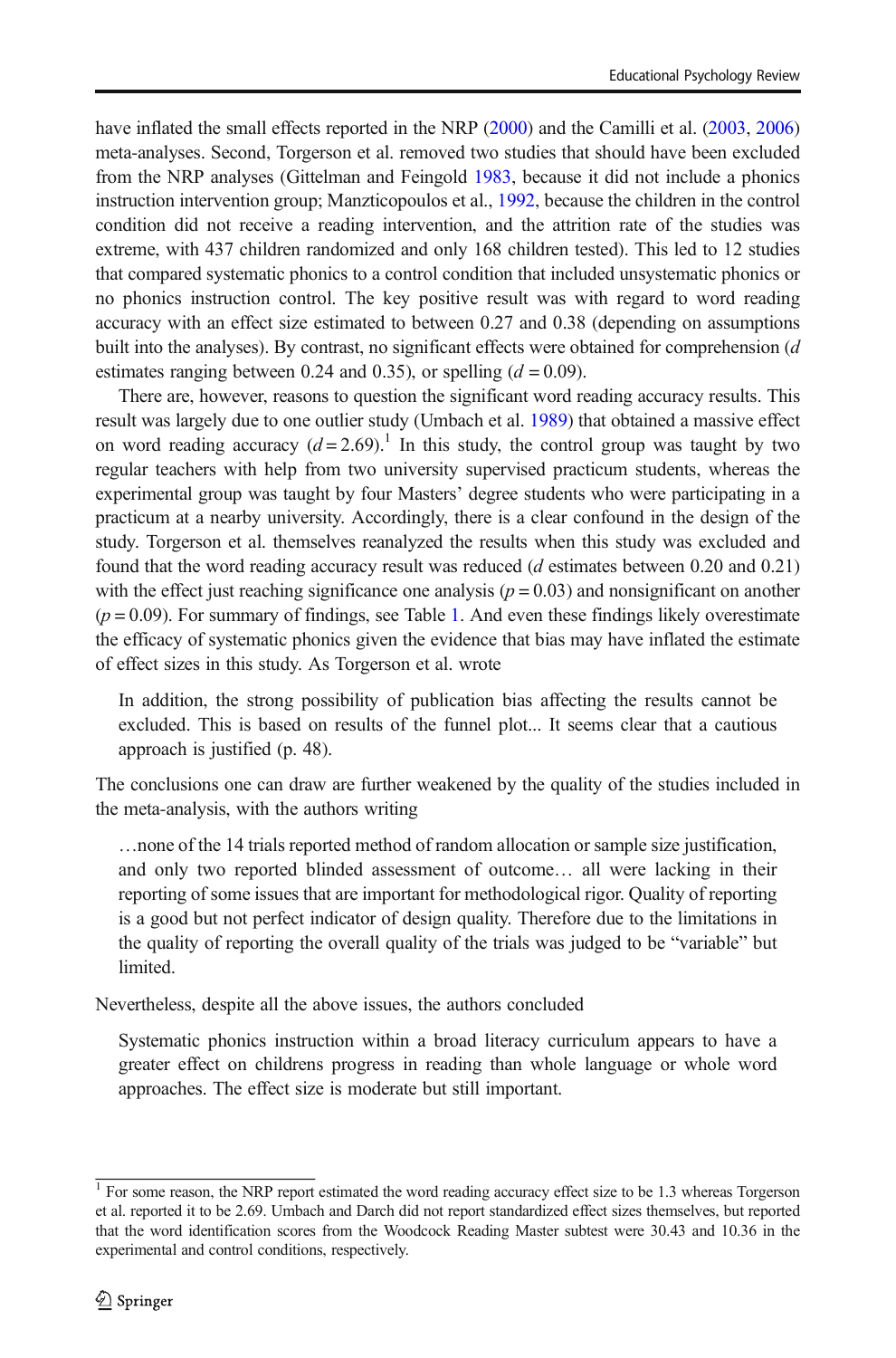have inflated the small effects reported in the NRP (2000) and the Camilli et al. (2003, 2006) meta-analyses. Second, Torgerson et al. removed two studies that should have been excluded from the NRP analyses (Gittelman and Feingold 1983, because it did not include a phonics instruction intervention group; Manzticopoulos et al., 1992, because the children in the control condition did not receive a reading intervention, and the attrition rate of the studies was extreme, with 437 children randomized and only 168 children tested). This led to 12 studies that compared systematic phonics to a control condition that included unsystematic phonics or no phonics instruction control. The key positive result was with regard to word reading accuracy with an effect size estimated to between 0.27 and 0.38 (depending on assumptions built into the analyses). By contrast, no significant effects were obtained for comprehension ($d$ estimates ranging between 0.24 and 0.35), or spelling ($d = 0.09$).

There are, however, reasons to question the significant word reading accuracy results. This result was largely due to one outlier study (Umbach et al. 1989) that obtained a massive effect on word reading accuracy ($d = 2.69$).[1] In this study, the control group was taught by two regular teachers with help from two university supervised practicum students, whereas the experimental group was taught by four Masters' degree students who were participating in a practicum at a nearby university. Accordingly, there is a clear confound in the design of the study. Torgerson et al. themselves reanalyzed the results when this study was excluded and found that the word reading accuracy result was reduced ($d$ estimates between 0.20 and 0.21) with the effect just reaching significance one analysis ($p = 0.03$) and nonsignificant on another ($p = 0.09$). For summary of findings, see Table 1. And even these findings likely overestimate the efficacy of systematic phonics given the evidence that bias may have inflated the estimate of effect sizes in this study. As Torgerson et al. wrote

> In addition, the strong possibility of publication bias affecting the results cannot be excluded. This is based on results of the funnel plot... It seems clear that a cautious approach is justified (p. 48).

The conclusions one can draw are further weakened by the quality of the studies included in the meta-analysis, with the authors writing

> …none of the 14 trials reported method of random allocation or sample size justification, and only two reported blinded assessment of outcome… all were lacking in their reporting of some issues that are important for methodological rigor. Quality of reporting is a good but not perfect indicator of design quality. Therefore due to the limitations in the quality of reporting the overall quality of the trials was judged to be "variable" but limited.

Nevertheless, despite all the above issues, the authors concluded

> Systematic phonics instruction within a broad literacy curriculum appears to have a greater effect on childrens progress in reading than whole language or whole word approaches. The effect size is moderate but still important.

---

[1] For some reason, the NRP report estimated the word reading accuracy effect size to be 1.3 whereas Torgerson et al. reported it to be 2.69. Umbach and Darch did not report standardized effect sizes themselves, but reported that the word identification scores from the Woodcock Reading Master subtest were 30.43 and 10.36 in the experimental and control conditions, respectively.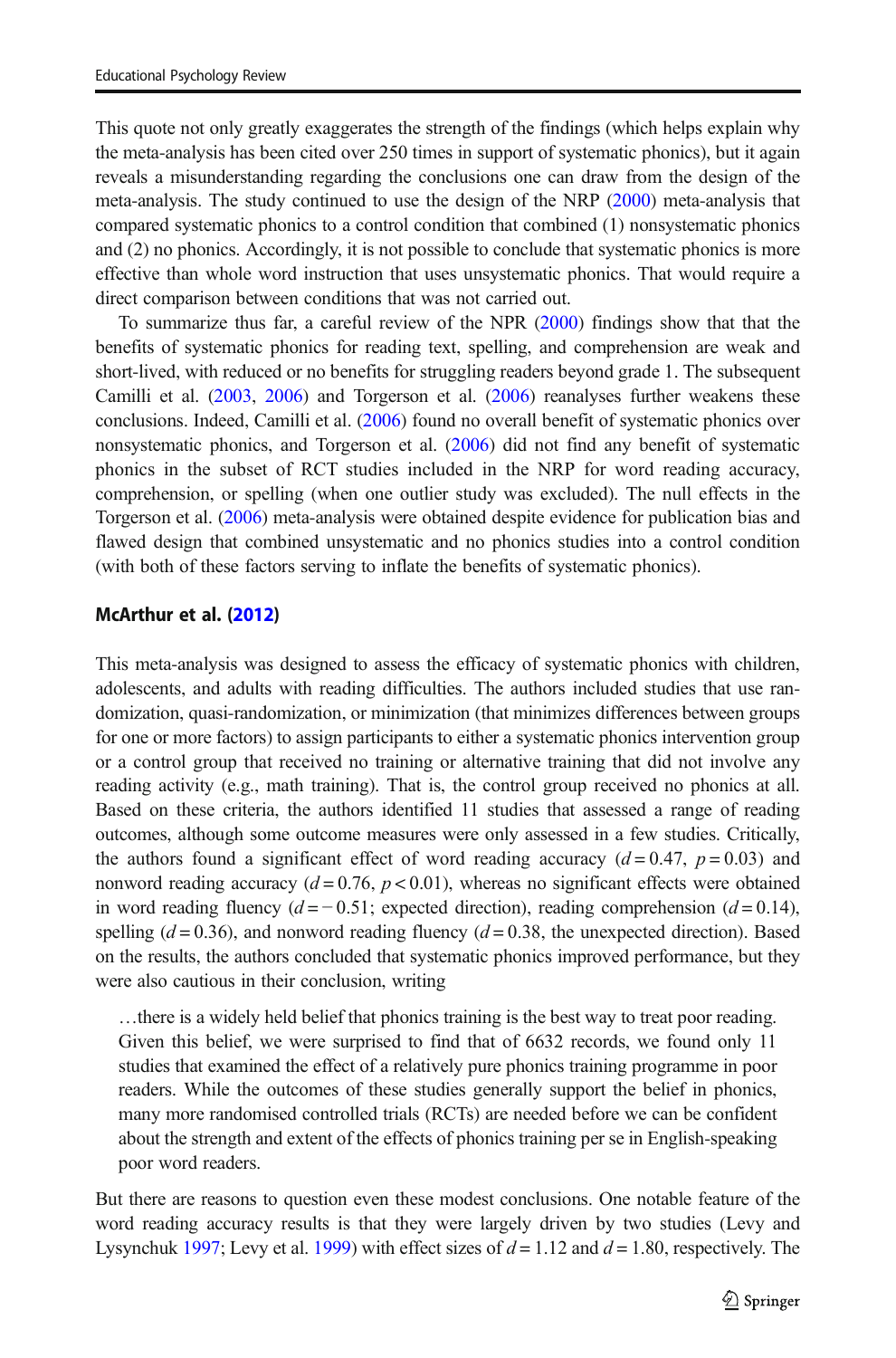This quote not only greatly exaggerates the strength of the findings (which helps explain why the meta-analysis has been cited over 250 times in support of systematic phonics), but it again reveals a misunderstanding regarding the conclusions one can draw from the design of the meta-analysis. The study continued to use the design of the NRP (2000) meta-analysis that compared systematic phonics to a control condition that combined (1) nonsystematic phonics and (2) no phonics. Accordingly, it is not possible to conclude that systematic phonics is more effective than whole word instruction that uses unsystematic phonics. That would require a direct comparison between conditions that was not carried out.

To summarize thus far, a careful review of the NPR (2000) findings show that that the benefits of systematic phonics for reading text, spelling, and comprehension are weak and short-lived, with reduced or no benefits for struggling readers beyond grade 1. The subsequent Camilli et al. (2003, 2006) and Torgerson et al. (2006) reanalyses further weakens these conclusions. Indeed, Camilli et al. (2006) found no overall benefit of systematic phonics over nonsystematic phonics, and Torgerson et al. (2006) did not find any benefit of systematic phonics in the subset of RCT studies included in the NRP for word reading accuracy, comprehension, or spelling (when one outlier study was excluded). The null effects in the Torgerson et al. (2006) meta-analysis were obtained despite evidence for publication bias and flawed design that combined unsystematic and no phonics studies into a control condition (with both of these factors serving to inflate the benefits of systematic phonics).

### McArthur et al. (2012)

This meta-analysis was designed to assess the efficacy of systematic phonics with children, adolescents, and adults with reading difficulties. The authors included studies that use randomization, quasi-randomization, or minimization (that minimizes differences between groups for one or more factors) to assign participants to either a systematic phonics intervention group or a control group that received no training or alternative training that did not involve any reading activity (e.g., math training). That is, the control group received no phonics at all. Based on these criteria, the authors identified 11 studies that assessed a range of reading outcomes, although some outcome measures were only assessed in a few studies. Critically, the authors found a significant effect of word reading accuracy ($d = 0.47$, $p = 0.03$) and nonword reading accuracy ($d = 0.76$, $p < 0.01$), whereas no significant effects were obtained in word reading fluency ($d = -0.51$; expected direction), reading comprehension ($d = 0.14$), spelling ($d = 0.36$), and nonword reading fluency ($d = 0.38$, the unexpected direction). Based on the results, the authors concluded that systematic phonics improved performance, but they were also cautious in their conclusion, writing

> …there is a widely held belief that phonics training is the best way to treat poor reading. Given this belief, we were surprised to find that of 6632 records, we found only 11 studies that examined the effect of a relatively pure phonics training programme in poor readers. While the outcomes of these studies generally support the belief in phonics, many more randomised controlled trials (RCTs) are needed before we can be confident about the strength and extent of the effects of phonics training per se in English-speaking poor word readers.

But there are reasons to question even these modest conclusions. One notable feature of the word reading accuracy results is that they were largely driven by two studies (Levy and Lysynchuk 1997; Levy et al. 1999) with effect sizes of $d = 1.12$ and $d = 1.80$, respectively. The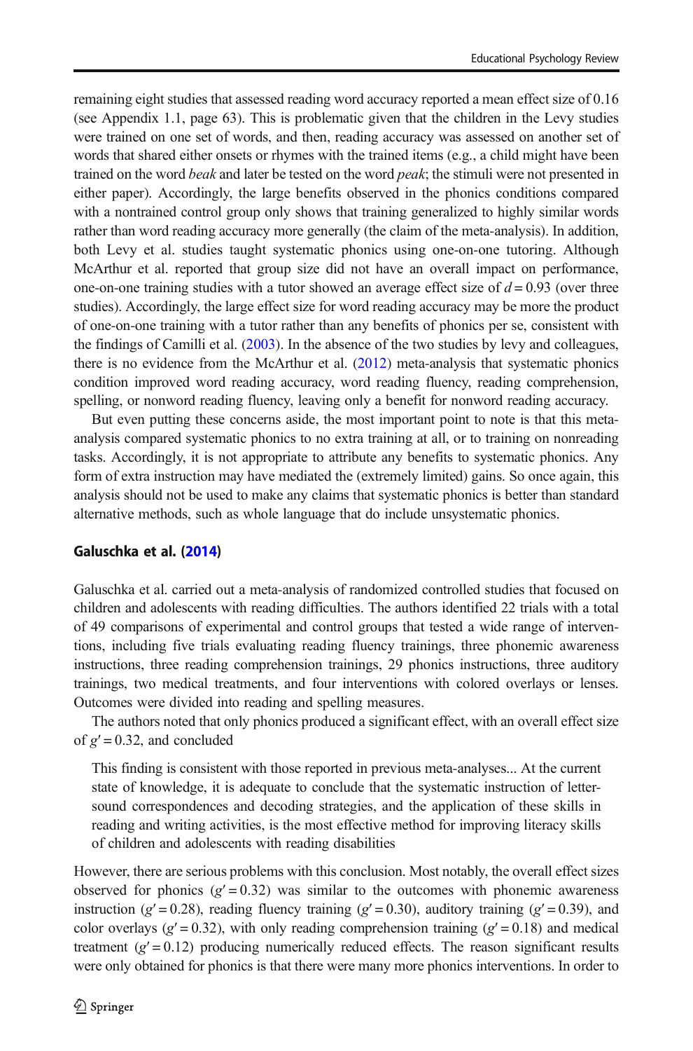remaining eight studies that assessed reading word accuracy reported a mean effect size of 0.16 (see Appendix 1.1, page 63). This is problematic given that the children in the Levy studies were trained on one set of words, and then, reading accuracy was assessed on another set of words that shared either onsets or rhymes with the trained items (e.g., a child might have been trained on the word *beak* and later be tested on the word *peak*; the stimuli were not presented in either paper). Accordingly, the large benefits observed in the phonics conditions compared with a nontrained control group only shows that training generalized to highly similar words rather than word reading accuracy more generally (the claim of the meta-analysis). In addition, both Levy et al. studies taught systematic phonics using one-on-one tutoring. Although McArthur et al. reported that group size did not have an overall impact on performance, one-on-one training studies with a tutor showed an average effect size of $d = 0.93$ (over three studies). Accordingly, the large effect size for word reading accuracy may be more the product of one-on-one training with a tutor rather than any benefits of phonics per se, consistent with the findings of Camilli et al. (2003). In the absence of the two studies by levy and colleagues, there is no evidence from the McArthur et al. (2012) meta-analysis that systematic phonics condition improved word reading accuracy, word reading fluency, reading comprehension, spelling, or nonword reading fluency, leaving only a benefit for nonword reading accuracy.

But even putting these concerns aside, the most important point to note is that this meta-analysis compared systematic phonics to no extra training at all, or to training on nonreading tasks. Accordingly, it is not appropriate to attribute any benefits to systematic phonics. Any form of extra instruction may have mediated the (extremely limited) gains. So once again, this analysis should not be used to make any claims that systematic phonics is better than standard alternative methods, such as whole language that do include unsystematic phonics.

### Galuschka et al. (2014)

Galuschka et al. carried out a meta-analysis of randomized controlled studies that focused on children and adolescents with reading difficulties. The authors identified 22 trials with a total of 49 comparisons of experimental and control groups that tested a wide range of interventions, including five trials evaluating reading fluency trainings, three phonemic awareness instructions, three reading comprehension trainings, 29 phonics instructions, three auditory trainings, two medical treatments, and four interventions with colored overlays or lenses. Outcomes were divided into reading and spelling measures.

The authors noted that only phonics produced a significant effect, with an overall effect size of $g' = 0.32$, and concluded

> This finding is consistent with those reported in previous meta-analyses... At the current state of knowledge, it is adequate to conclude that the systematic instruction of letter-sound correspondences and decoding strategies, and the application of these skills in reading and writing activities, is the most effective method for improving literacy skills of children and adolescents with reading disabilities

However, there are serious problems with this conclusion. Most notably, the overall effect sizes observed for phonics ($g' = 0.32$) was similar to the outcomes with phonemic awareness instruction ($g' = 0.28$), reading fluency training ($g' = 0.30$), auditory training ($g' = 0.39$), and color overlays ($g' = 0.32$), with only reading comprehension training ($g' = 0.18$) and medical treatment ($g' = 0.12$) producing numerically reduced effects. The reason significant results were only obtained for phonics is that there were many more phonics interventions. In order to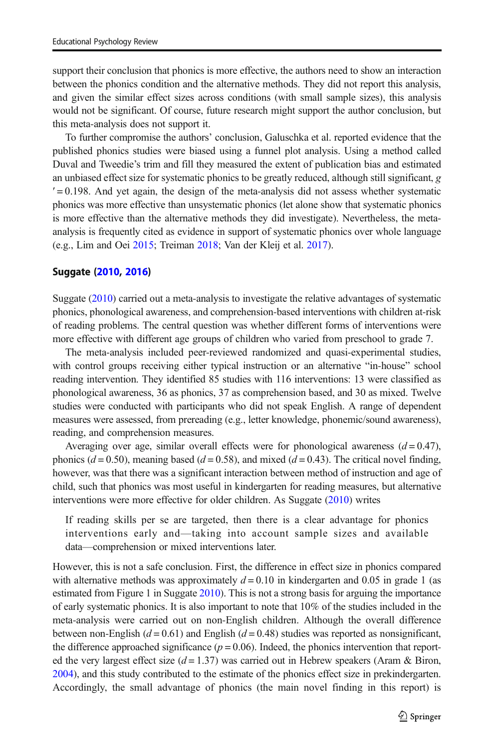support their conclusion that phonics is more effective, the authors need to show an interaction between the phonics condition and the alternative methods. They did not report this analysis, and given the similar effect sizes across conditions (with small sample sizes), this analysis would not be significant. Of course, future research might support the author conclusion, but this meta-analysis does not support it.

To further compromise the authors' conclusion, Galuschka et al. reported evidence that the published phonics studies were biased using a funnel plot analysis. Using a method called Duval and Tweedie's trim and fill they measured the extent of publication bias and estimated an unbiased effect size for systematic phonics to be greatly reduced, although still significant, $g' = 0.198$. And yet again, the design of the meta-analysis did not assess whether systematic phonics was more effective than unsystematic phonics (let alone show that systematic phonics is more effective than the alternative methods they did investigate). Nevertheless, the meta-analysis is frequently cited as evidence in support of systematic phonics over whole language (e.g., Lim and Oei 2015; Treiman 2018; Van der Kleij et al. 2017).

### Suggate (2010, 2016)

Suggate (2010) carried out a meta-analysis to investigate the relative advantages of systematic phonics, phonological awareness, and comprehension-based interventions with children at-risk of reading problems. The central question was whether different forms of interventions were more effective with different age groups of children who varied from preschool to grade 7.

The meta-analysis included peer-reviewed randomized and quasi-experimental studies, with control groups receiving either typical instruction or an alternative "in-house" school reading intervention. They identified 85 studies with 116 interventions: 13 were classified as phonological awareness, 36 as phonics, 37 as comprehension based, and 30 as mixed. Twelve studies were conducted with participants who did not speak English. A range of dependent measures were assessed, from prereading (e.g., letter knowledge, phonemic/sound awareness), reading, and comprehension measures.

Averaging over age, similar overall effects were for phonological awareness ($d = 0.47$), phonics ($d = 0.50$), meaning based ($d = 0.58$), and mixed ($d = 0.43$). The critical novel finding, however, was that there was a significant interaction between method of instruction and age of child, such that phonics was most useful in kindergarten for reading measures, but alternative interventions were more effective for older children. As Suggate (2010) writes

> If reading skills per se are targeted, then there is a clear advantage for phonics interventions early and—taking into account sample sizes and available data—comprehension or mixed interventions later.

However, this is not a safe conclusion. First, the difference in effect size in phonics compared with alternative methods was approximately $d = 0.10$ in kindergarten and 0.05 in grade 1 (as estimated from Figure 1 in Suggate 2010). This is not a strong basis for arguing the importance of early systematic phonics. It is also important to note that 10% of the studies included in the meta-analysis were carried out on non-English children. Although the overall difference between non-English ($d = 0.61$) and English ($d = 0.48$) studies was reported as nonsignificant, the difference approached significance ($p = 0.06$). Indeed, the phonics intervention that reported the very largest effect size ($d = 1.37$) was carried out in Hebrew speakers (Aram & Biron, 2004), and this study contributed to the estimate of the phonics effect size in prekindergarten. Accordingly, the small advantage of phonics (the main novel finding in this report) is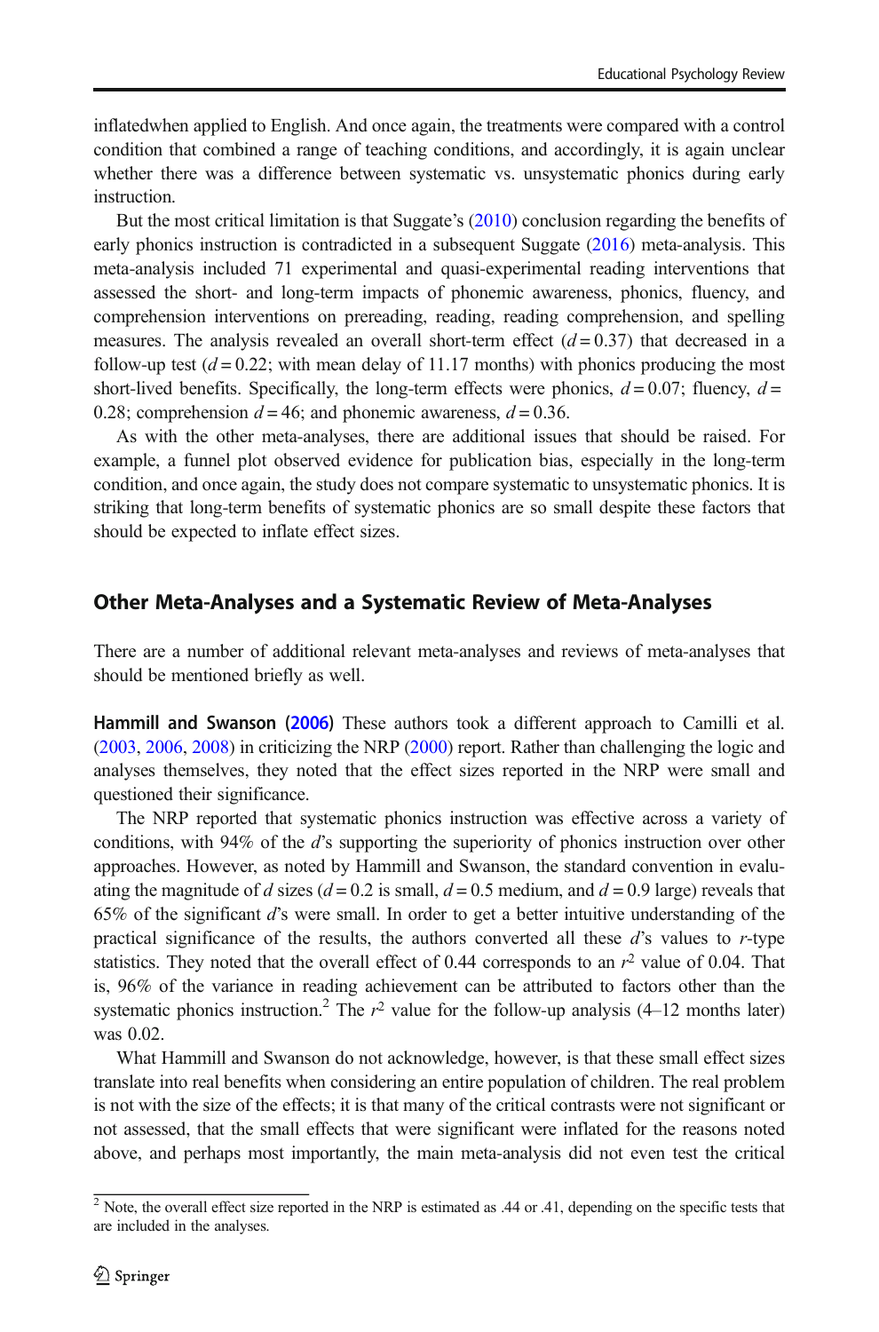inflatedwhen applied to English. And once again, the treatments were compared with a control condition that combined a range of teaching conditions, and accordingly, it is again unclear whether there was a difference between systematic vs. unsystematic phonics during early instruction.

But the most critical limitation is that Suggate's (2010) conclusion regarding the benefits of early phonics instruction is contradicted in a subsequent Suggate (2016) meta-analysis. This meta-analysis included 71 experimental and quasi-experimental reading interventions that assessed the short- and long-term impacts of phonemic awareness, phonics, fluency, and comprehension interventions on prereading, reading, reading comprehension, and spelling measures. The analysis revealed an overall short-term effect ($d = 0.37$) that decreased in a follow-up test ($d = 0.22$; with mean delay of 11.17 months) with phonics producing the most short-lived benefits. Specifically, the long-term effects were phonics, $d = 0.07$; fluency, $d = 0.28$; comprehension $d = 46$; and phonemic awareness, $d = 0.36$.

As with the other meta-analyses, there are additional issues that should be raised. For example, a funnel plot observed evidence for publication bias, especially in the long-term condition, and once again, the study does not compare systematic to unsystematic phonics. It is striking that long-term benefits of systematic phonics are so small despite these factors that should be expected to inflate effect sizes.

## Other Meta-Analyses and a Systematic Review of Meta-Analyses

There are a number of additional relevant meta-analyses and reviews of meta-analyses that should be mentioned briefly as well.

**Hammill and Swanson (2006)** These authors took a different approach to Camilli et al. (2003, 2006, 2008) in criticizing the NRP (2000) report. Rather than challenging the logic and analyses themselves, they noted that the effect sizes reported in the NRP were small and questioned their significance.

The NRP reported that systematic phonics instruction was effective across a variety of conditions, with 94% of the $d$'s supporting the superiority of phonics instruction over other approaches. However, as noted by Hammill and Swanson, the standard convention in evaluating the magnitude of $d$ sizes ($d = 0.2$ is small, $d = 0.5$ medium, and $d = 0.9$ large) reveals that 65% of the significant $d$'s were small. In order to get a better intuitive understanding of the practical significance of the results, the authors converted all these $d$'s values to $r$-type statistics. They noted that the overall effect of 0.44 corresponds to an $r^2$ value of 0.04. That is, 96% of the variance in reading achievement can be attributed to factors other than the systematic phonics instruction.[2] The $r^2$ value for the follow-up analysis (4–12 months later) was 0.02.

What Hammill and Swanson do not acknowledge, however, is that these small effect sizes translate into real benefits when considering an entire population of children. The real problem is not with the size of the effects; it is that many of the critical contrasts were not significant or not assessed, that the small effects that were significant were inflated for the reasons noted above, and perhaps most importantly, the main meta-analysis did not even test the critical

[2] Note, the overall effect size reported in the NRP is estimated as .44 or .41, depending on the specific tests that are included in the analyses.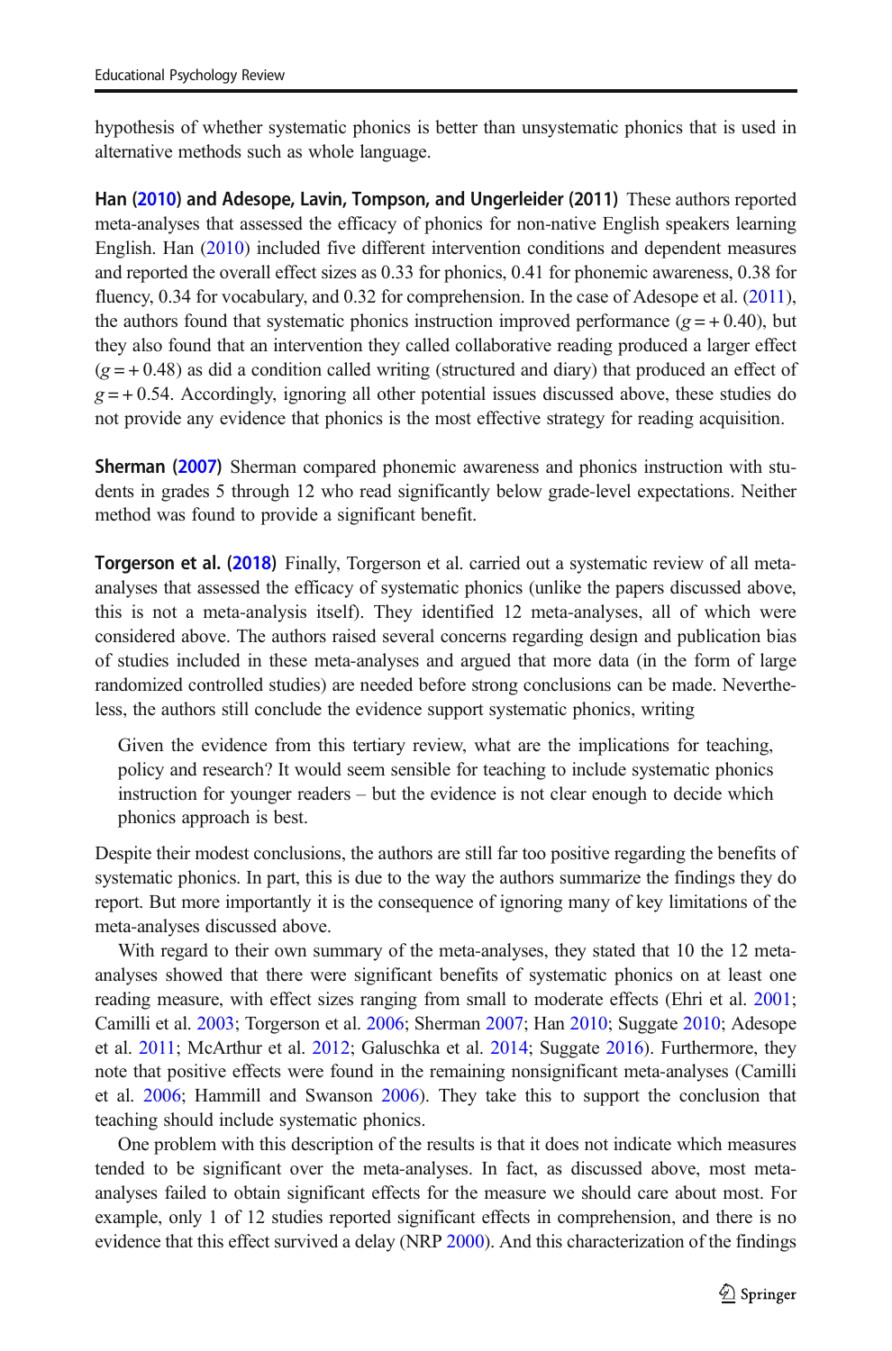hypothesis of whether systematic phonics is better than unsystematic phonics that is used in alternative methods such as whole language.

**Han (2010) and Adesope, Lavin, Tompson, and Ungerleider (2011)** These authors reported meta-analyses that assessed the efficacy of phonics for non-native English speakers learning English. Han (2010) included five different intervention conditions and dependent measures and reported the overall effect sizes as 0.33 for phonics, 0.41 for phonemic awareness, 0.38 for fluency, 0.34 for vocabulary, and 0.32 for comprehension. In the case of Adesope et al. (2011), the authors found that systematic phonics instruction improved performance ($g = +0.40$), but they also found that an intervention they called collaborative reading produced a larger effect ($g = +0.48$) as did a condition called writing (structured and diary) that produced an effect of $g = +0.54$. Accordingly, ignoring all other potential issues discussed above, these studies do not provide any evidence that phonics is the most effective strategy for reading acquisition.

**Sherman (2007)** Sherman compared phonemic awareness and phonics instruction with students in grades 5 through 12 who read significantly below grade-level expectations. Neither method was found to provide a significant benefit.

**Torgerson et al. (2018)** Finally, Torgerson et al. carried out a systematic review of all meta-analyses that assessed the efficacy of systematic phonics (unlike the papers discussed above, this is not a meta-analysis itself). They identified 12 meta-analyses, all of which were considered above. The authors raised several concerns regarding design and publication bias of studies included in these meta-analyses and argued that more data (in the form of large randomized controlled studies) are needed before strong conclusions can be made. Nevertheless, the authors still conclude the evidence support systematic phonics, writing

> Given the evidence from this tertiary review, what are the implications for teaching, policy and research? It would seem sensible for teaching to include systematic phonics instruction for younger readers – but the evidence is not clear enough to decide which phonics approach is best.

Despite their modest conclusions, the authors are still far too positive regarding the benefits of systematic phonics. In part, this is due to the way the authors summarize the findings they do report. But more importantly it is the consequence of ignoring many of key limitations of the meta-analyses discussed above.

With regard to their own summary of the meta-analyses, they stated that 10 the 12 meta-analyses showed that there were significant benefits of systematic phonics on at least one reading measure, with effect sizes ranging from small to moderate effects (Ehri et al. 2001; Camilli et al. 2003; Torgerson et al. 2006; Sherman 2007; Han 2010; Suggate 2010; Adesope et al. 2011; McArthur et al. 2012; Galuschka et al. 2014; Suggate 2016). Furthermore, they note that positive effects were found in the remaining nonsignificant meta-analyses (Camilli et al. 2006; Hammill and Swanson 2006). They take this to support the conclusion that teaching should include systematic phonics.

One problem with this description of the results is that it does not indicate which measures tended to be significant over the meta-analyses. In fact, as discussed above, most meta-analyses failed to obtain significant effects for the measure we should care about most. For example, only 1 of 12 studies reported significant effects in comprehension, and there is no evidence that this effect survived a delay (NRP 2000). And this characterization of the findings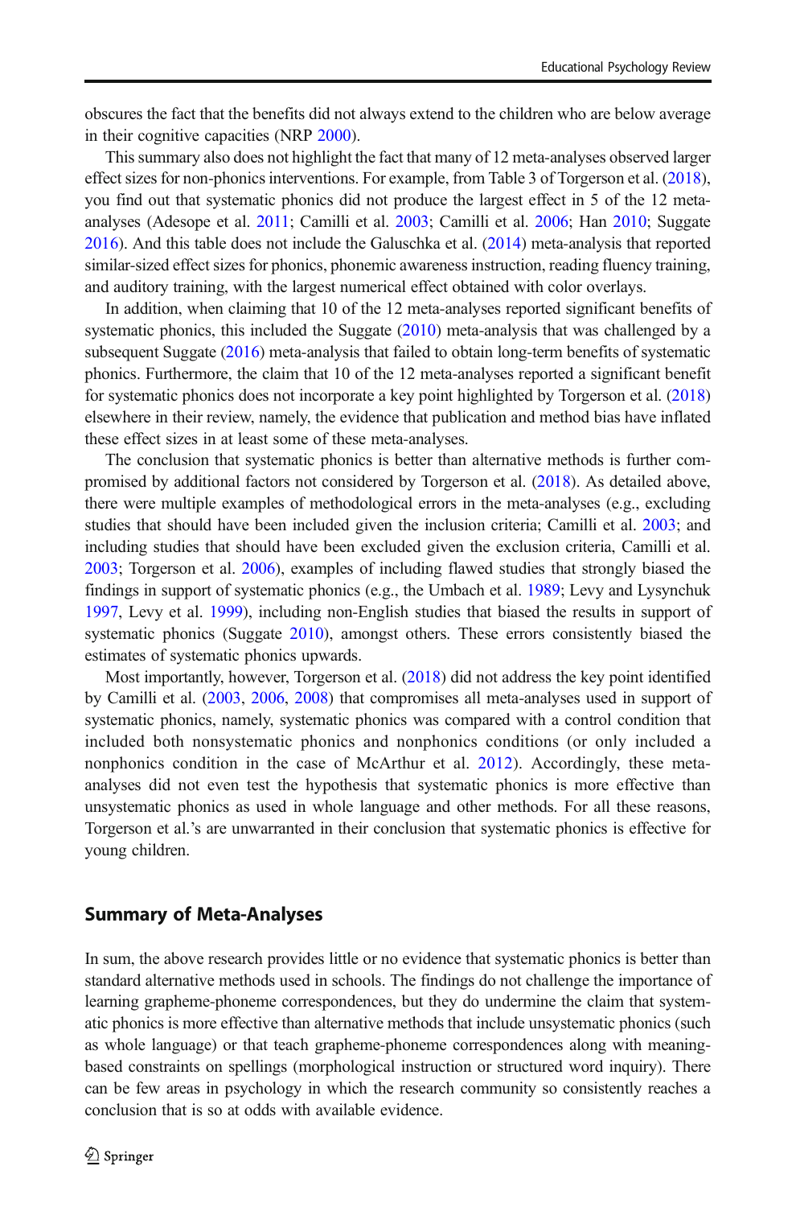obscures the fact that the benefits did not always extend to the children who are below average in their cognitive capacities (NRP 2000).

This summary also does not highlight the fact that many of 12 meta-analyses observed larger effect sizes for non-phonics interventions. For example, from Table 3 of Torgerson et al. (2018), you find out that systematic phonics did not produce the largest effect in 5 of the 12 meta-analyses (Adesope et al. 2011; Camilli et al. 2003; Camilli et al. 2006; Han 2010; Suggate 2016). And this table does not include the Galuschka et al. (2014) meta-analysis that reported similar-sized effect sizes for phonics, phonemic awareness instruction, reading fluency training, and auditory training, with the largest numerical effect obtained with color overlays.

In addition, when claiming that 10 of the 12 meta-analyses reported significant benefits of systematic phonics, this included the Suggate (2010) meta-analysis that was challenged by a subsequent Suggate (2016) meta-analysis that failed to obtain long-term benefits of systematic phonics. Furthermore, the claim that 10 of the 12 meta-analyses reported a significant benefit for systematic phonics does not incorporate a key point highlighted by Torgerson et al. (2018) elsewhere in their review, namely, the evidence that publication and method bias have inflated these effect sizes in at least some of these meta-analyses.

The conclusion that systematic phonics is better than alternative methods is further compromised by additional factors not considered by Torgerson et al. (2018). As detailed above, there were multiple examples of methodological errors in the meta-analyses (e.g., excluding studies that should have been included given the inclusion criteria; Camilli et al. 2003; and including studies that should have been excluded given the exclusion criteria, Camilli et al. 2003; Torgerson et al. 2006), examples of including flawed studies that strongly biased the findings in support of systematic phonics (e.g., the Umbach et al. 1989; Levy and Lysynchuk 1997, Levy et al. 1999), including non-English studies that biased the results in support of systematic phonics (Suggate 2010), amongst others. These errors consistently biased the estimates of systematic phonics upwards.

Most importantly, however, Torgerson et al. (2018) did not address the key point identified by Camilli et al. (2003, 2006, 2008) that compromises all meta-analyses used in support of systematic phonics, namely, systematic phonics was compared with a control condition that included both nonsystematic phonics and nonphonics conditions (or only included a nonphonics condition in the case of McArthur et al. 2012). Accordingly, these meta-analyses did not even test the hypothesis that systematic phonics is more effective than unsystematic phonics as used in whole language and other methods. For all these reasons, Torgerson et al.'s are unwarranted in their conclusion that systematic phonics is effective for young children.

## Summary of Meta-Analyses

In sum, the above research provides little or no evidence that systematic phonics is better than standard alternative methods used in schools. The findings do not challenge the importance of learning grapheme-phoneme correspondences, but they do undermine the claim that systematic phonics is more effective than alternative methods that include unsystematic phonics (such as whole language) or that teach grapheme-phoneme correspondences along with meaning-based constraints on spellings (morphological instruction or structured word inquiry). There can be few areas in psychology in which the research community so consistently reaches a conclusion that is so at odds with available evidence.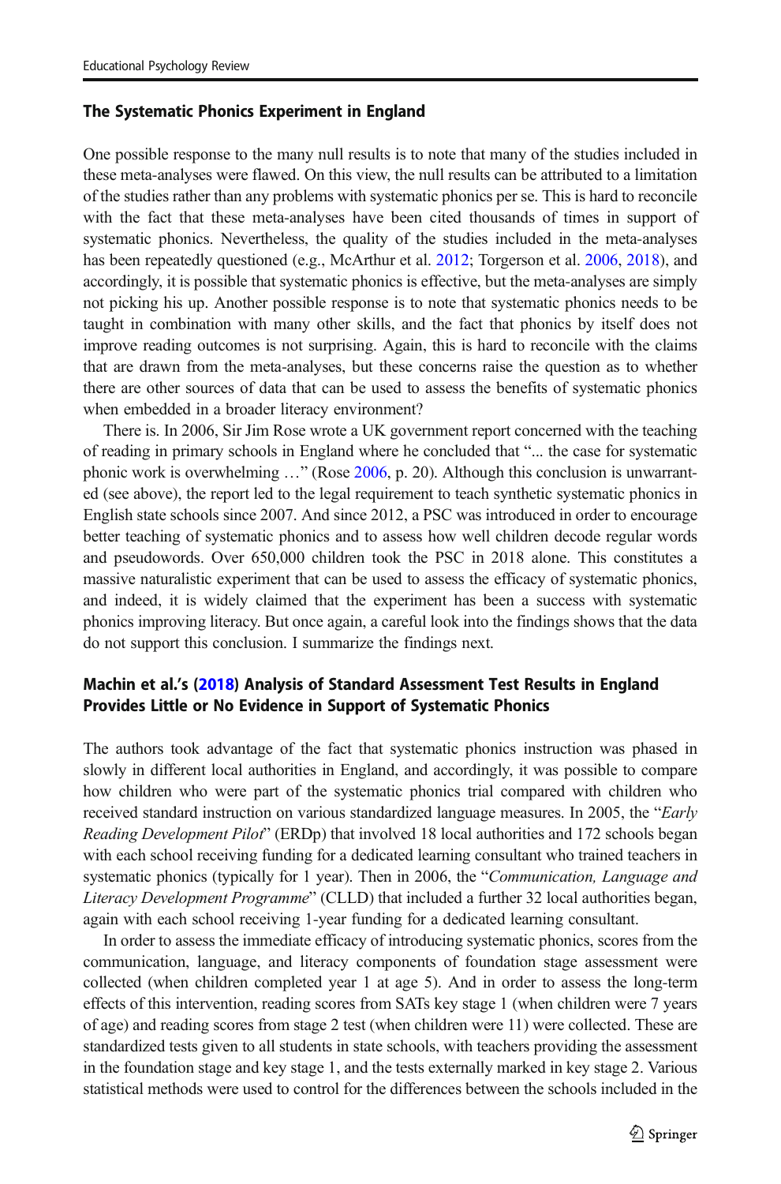### The Systematic Phonics Experiment in England

One possible response to the many null results is to note that many of the studies included in these meta-analyses were flawed. On this view, the null results can be attributed to a limitation of the studies rather than any problems with systematic phonics per se. This is hard to reconcile with the fact that these meta-analyses have been cited thousands of times in support of systematic phonics. Nevertheless, the quality of the studies included in the meta-analyses has been repeatedly questioned (e.g., McArthur et al. 2012; Torgerson et al. 2006, 2018), and accordingly, it is possible that systematic phonics is effective, but the meta-analyses are simply not picking his up. Another possible response is to note that systematic phonics needs to be taught in combination with many other skills, and the fact that phonics by itself does not improve reading outcomes is not surprising. Again, this is hard to reconcile with the claims that are drawn from the meta-analyses, but these concerns raise the question as to whether there are other sources of data that can be used to assess the benefits of systematic phonics when embedded in a broader literacy environment?

There is. In 2006, Sir Jim Rose wrote a UK government report concerned with the teaching of reading in primary schools in England where he concluded that "... the case for systematic phonic work is overwhelming …" (Rose 2006, p. 20). Although this conclusion is unwarranted (see above), the report led to the legal requirement to teach synthetic systematic phonics in English state schools since 2007. And since 2012, a PSC was introduced in order to encourage better teaching of systematic phonics and to assess how well children decode regular words and pseudowords. Over 650,000 children took the PSC in 2018 alone. This constitutes a massive naturalistic experiment that can be used to assess the efficacy of systematic phonics, and indeed, it is widely claimed that the experiment has been a success with systematic phonics improving literacy. But once again, a careful look into the findings shows that the data do not support this conclusion. I summarize the findings next.

### Machin et al.'s (2018) Analysis of Standard Assessment Test Results in England Provides Little or No Evidence in Support of Systematic Phonics

The authors took advantage of the fact that systematic phonics instruction was phased in slowly in different local authorities in England, and accordingly, it was possible to compare how children who were part of the systematic phonics trial compared with children who received standard instruction on various standardized language measures. In 2005, the "*Early Reading Development Pilot*" (ERDp) that involved 18 local authorities and 172 schools began with each school receiving funding for a dedicated learning consultant who trained teachers in systematic phonics (typically for 1 year). Then in 2006, the "*Communication, Language and Literacy Development Programme*" (CLLD) that included a further 32 local authorities began, again with each school receiving 1-year funding for a dedicated learning consultant.

In order to assess the immediate efficacy of introducing systematic phonics, scores from the communication, language, and literacy components of foundation stage assessment were collected (when children completed year 1 at age 5). And in order to assess the long-term effects of this intervention, reading scores from SATs key stage 1 (when children were 7 years of age) and reading scores from stage 2 test (when children were 11) were collected. These are standardized tests given to all students in state schools, with teachers providing the assessment in the foundation stage and key stage 1, and the tests externally marked in key stage 2. Various statistical methods were used to control for the differences between the schools included in the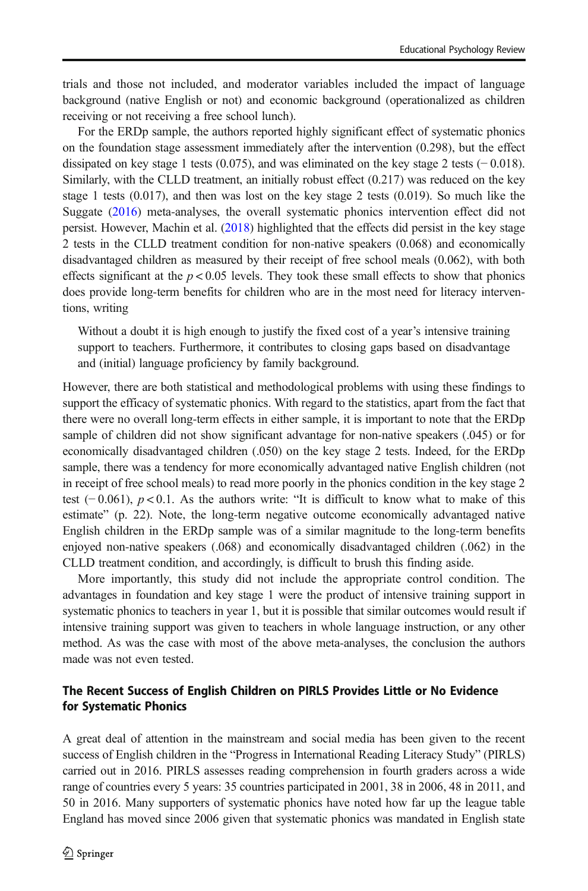trials and those not included, and moderator variables included the impact of language background (native English or not) and economic background (operationalized as children receiving or not receiving a free school lunch).

For the ERDp sample, the authors reported highly significant effect of systematic phonics on the foundation stage assessment immediately after the intervention (0.298), but the effect dissipated on key stage 1 tests (0.075), and was eliminated on the key stage 2 tests (− 0.018). Similarly, with the CLLD treatment, an initially robust effect (0.217) was reduced on the key stage 1 tests (0.017), and then was lost on the key stage 2 tests (0.019). So much like the Suggate (2016) meta-analyses, the overall systematic phonics intervention effect did not persist. However, Machin et al. (2018) highlighted that the effects did persist in the key stage 2 tests in the CLLD treatment condition for non-native speakers (0.068) and economically disadvantaged children as measured by their receipt of free school meals (0.062), with both effects significant at the $p < 0.05$ levels. They took these small effects to show that phonics does provide long-term benefits for children who are in the most need for literacy interventions, writing

> Without a doubt it is high enough to justify the fixed cost of a year's intensive training support to teachers. Furthermore, it contributes to closing gaps based on disadvantage and (initial) language proficiency by family background.

However, there are both statistical and methodological problems with using these findings to support the efficacy of systematic phonics. With regard to the statistics, apart from the fact that there were no overall long-term effects in either sample, it is important to note that the ERDp sample of children did not show significant advantage for non-native speakers (.045) or for economically disadvantaged children (.050) on the key stage 2 tests. Indeed, for the ERDp sample, there was a tendency for more economically advantaged native English children (not in receipt of free school meals) to read more poorly in the phonics condition in the key stage 2 test (− 0.061), $p < 0.1$. As the authors write: "It is difficult to know what to make of this estimate" (p. 22). Note, the long-term negative outcome economically advantaged native English children in the ERDp sample was of a similar magnitude to the long-term benefits enjoyed non-native speakers (.068) and economically disadvantaged children (.062) in the CLLD treatment condition, and accordingly, is difficult to brush this finding aside.

More importantly, this study did not include the appropriate control condition. The advantages in foundation and key stage 1 were the product of intensive training support in systematic phonics to teachers in year 1, but it is possible that similar outcomes would result if intensive training support was given to teachers in whole language instruction, or any other method. As was the case with most of the above meta-analyses, the conclusion the authors made was not even tested.

### The Recent Success of English Children on PIRLS Provides Little or No Evidence for Systematic Phonics

A great deal of attention in the mainstream and social media has been given to the recent success of English children in the "Progress in International Reading Literacy Study" (PIRLS) carried out in 2016. PIRLS assesses reading comprehension in fourth graders across a wide range of countries every 5 years: 35 countries participated in 2001, 38 in 2006, 48 in 2011, and 50 in 2016. Many supporters of systematic phonics have noted how far up the league table England has moved since 2006 given that systematic phonics was mandated in English state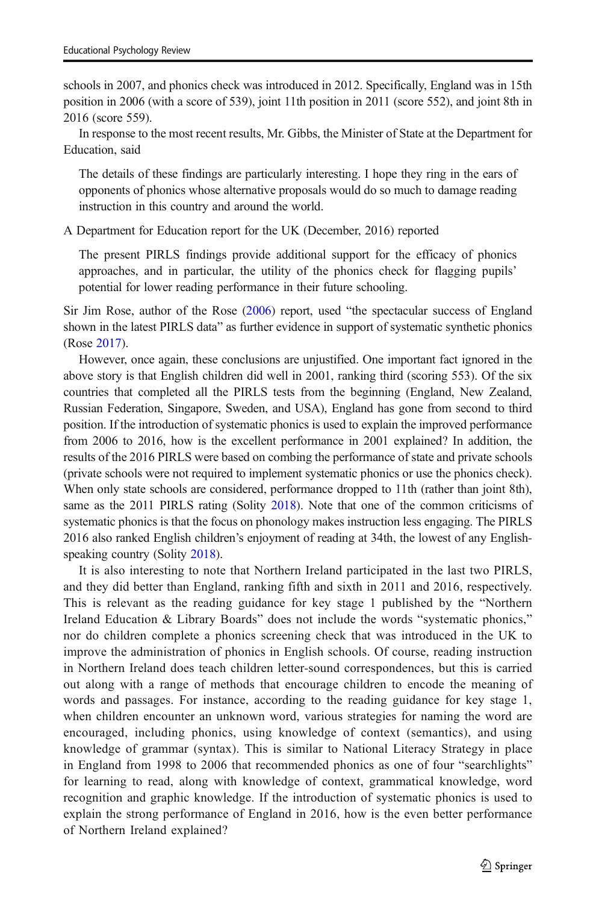schools in 2007, and phonics check was introduced in 2012. Specifically, England was in 15th position in 2006 (with a score of 539), joint 11th position in 2011 (score 552), and joint 8th in 2016 (score 559).

In response to the most recent results, Mr. Gibbs, the Minister of State at the Department for Education, said

> The details of these findings are particularly interesting. I hope they ring in the ears of opponents of phonics whose alternative proposals would do so much to damage reading instruction in this country and around the world.

A Department for Education report for the UK (December, 2016) reported

> The present PIRLS findings provide additional support for the efficacy of phonics approaches, and in particular, the utility of the phonics check for flagging pupils' potential for lower reading performance in their future schooling.

Sir Jim Rose, author of the Rose (2006) report, used "the spectacular success of England shown in the latest PIRLS data" as further evidence in support of systematic synthetic phonics (Rose 2017).

However, once again, these conclusions are unjustified. One important fact ignored in the above story is that English children did well in 2001, ranking third (scoring 553). Of the six countries that completed all the PIRLS tests from the beginning (England, New Zealand, Russian Federation, Singapore, Sweden, and USA), England has gone from second to third position. If the introduction of systematic phonics is used to explain the improved performance from 2006 to 2016, how is the excellent performance in 2001 explained? In addition, the results of the 2016 PIRLS were based on combing the performance of state and private schools (private schools were not required to implement systematic phonics or use the phonics check). When only state schools are considered, performance dropped to 11th (rather than joint 8th), same as the 2011 PIRLS rating (Solity 2018). Note that one of the common criticisms of systematic phonics is that the focus on phonology makes instruction less engaging. The PIRLS 2016 also ranked English children's enjoyment of reading at 34th, the lowest of any English-speaking country (Solity 2018).

It is also interesting to note that Northern Ireland participated in the last two PIRLS, and they did better than England, ranking fifth and sixth in 2011 and 2016, respectively. This is relevant as the reading guidance for key stage 1 published by the "Northern Ireland Education & Library Boards" does not include the words "systematic phonics," nor do children complete a phonics screening check that was introduced in the UK to improve the administration of phonics in English schools. Of course, reading instruction in Northern Ireland does teach children letter-sound correspondences, but this is carried out along with a range of methods that encourage children to encode the meaning of words and passages. For instance, according to the reading guidance for key stage 1, when children encounter an unknown word, various strategies for naming the word are encouraged, including phonics, using knowledge of context (semantics), and using knowledge of grammar (syntax). This is similar to National Literacy Strategy in place in England from 1998 to 2006 that recommended phonics as one of four "searchlights" for learning to read, along with knowledge of context, grammatical knowledge, word recognition and graphic knowledge. If the introduction of systematic phonics is used to explain the strong performance of England in 2016, how is the even better performance of Northern Ireland explained?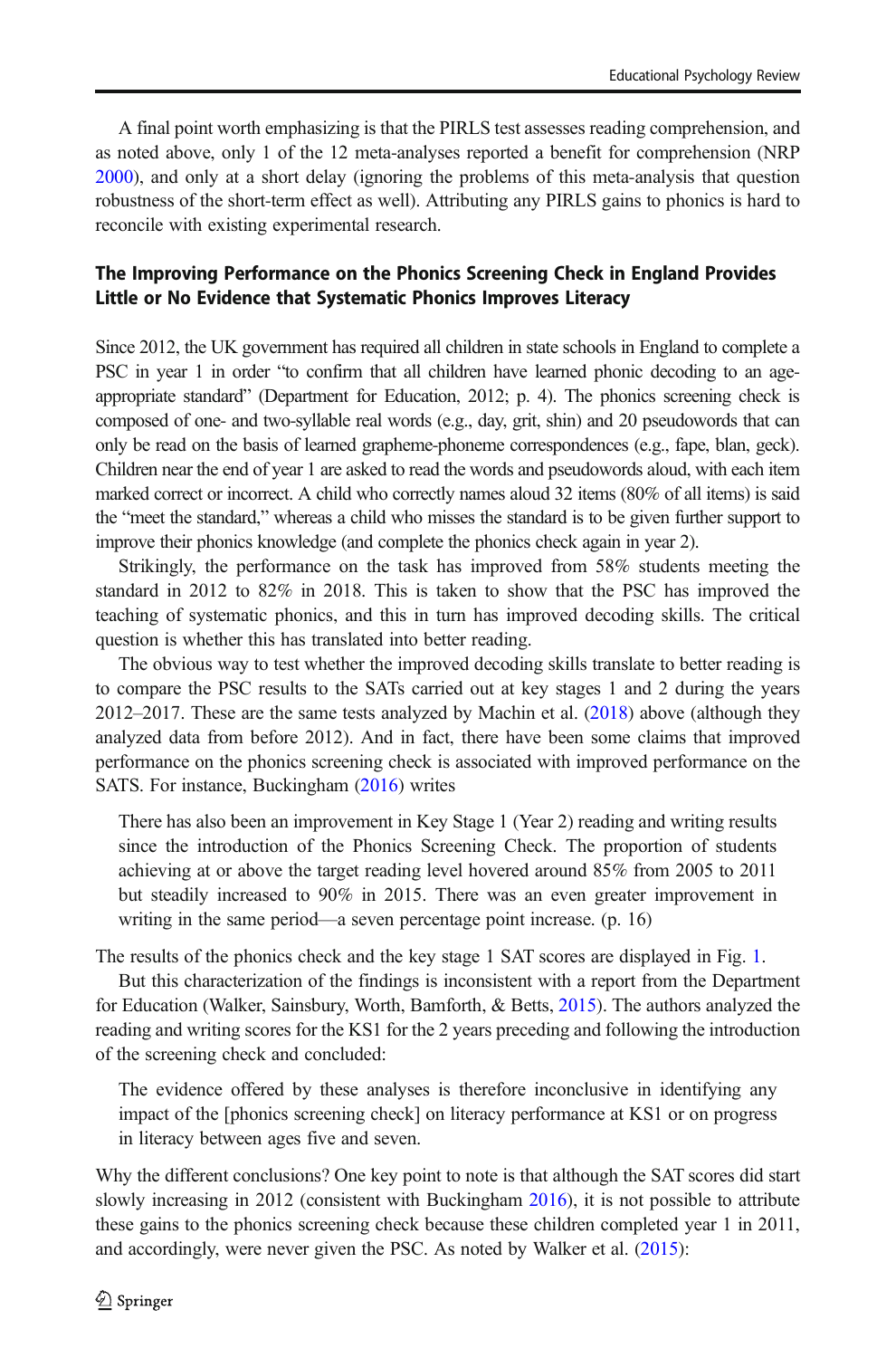A final point worth emphasizing is that the PIRLS test assesses reading comprehension, and as noted above, only 1 of the 12 meta-analyses reported a benefit for comprehension (NRP 2000), and only at a short delay (ignoring the problems of this meta-analysis that question robustness of the short-term effect as well). Attributing any PIRLS gains to phonics is hard to reconcile with existing experimental research.

### The Improving Performance on the Phonics Screening Check in England Provides Little or No Evidence that Systematic Phonics Improves Literacy

Since 2012, the UK government has required all children in state schools in England to complete a PSC in year 1 in order "to confirm that all children have learned phonic decoding to an age-appropriate standard" (Department for Education, 2012; p. 4). The phonics screening check is composed of one- and two-syllable real words (e.g., day, grit, shin) and 20 pseudowords that can only be read on the basis of learned grapheme-phoneme correspondences (e.g., fape, blan, geck). Children near the end of year 1 are asked to read the words and pseudowords aloud, with each item marked correct or incorrect. A child who correctly names aloud 32 items (80% of all items) is said the "meet the standard," whereas a child who misses the standard is to be given further support to improve their phonics knowledge (and complete the phonics check again in year 2).

Strikingly, the performance on the task has improved from 58% students meeting the standard in 2012 to 82% in 2018. This is taken to show that the PSC has improved the teaching of systematic phonics, and this in turn has improved decoding skills. The critical question is whether this has translated into better reading.

The obvious way to test whether the improved decoding skills translate to better reading is to compare the PSC results to the SATs carried out at key stages 1 and 2 during the years 2012–2017. These are the same tests analyzed by Machin et al. (2018) above (although they analyzed data from before 2012). And in fact, there have been some claims that improved performance on the phonics screening check is associated with improved performance on the SATS. For instance, Buckingham (2016) writes

> There has also been an improvement in Key Stage 1 (Year 2) reading and writing results since the introduction of the Phonics Screening Check. The proportion of students achieving at or above the target reading level hovered around 85% from 2005 to 2011 but steadily increased to 90% in 2015. There was an even greater improvement in writing in the same period—a seven percentage point increase. (p. 16)

The results of the phonics check and the key stage 1 SAT scores are displayed in Fig. 1.

But this characterization of the findings is inconsistent with a report from the Department for Education (Walker, Sainsbury, Worth, Bamforth, & Betts, 2015). The authors analyzed the reading and writing scores for the KS1 for the 2 years preceding and following the introduction of the screening check and concluded:

> The evidence offered by these analyses is therefore inconclusive in identifying any impact of the [phonics screening check] on literacy performance at KS1 or on progress in literacy between ages five and seven.

Why the different conclusions? One key point to note is that although the SAT scores did start slowly increasing in 2012 (consistent with Buckingham 2016), it is not possible to attribute these gains to the phonics screening check because these children completed year 1 in 2011, and accordingly, were never given the PSC. As noted by Walker et al. (2015):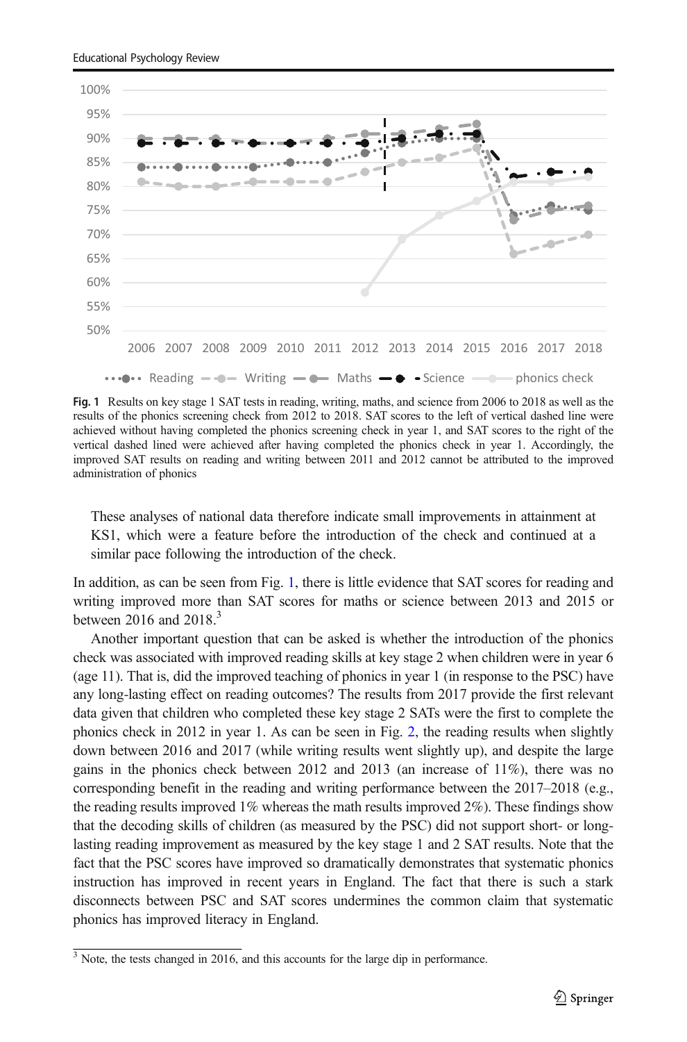Fig. 1 Results on key stage 1 SAT tests in reading, writing, maths, and science from 2006 to 2018 as well as the results of the phonics screening check from 2012 to 2018. SAT scores to the left of vertical dashed line were achieved without having completed the phonics screening check in year 1, and SAT scores to the right of the vertical dashed lined were achieved after having completed the phonics check in year 1. Accordingly, the improved SAT results on reading and writing between 2011 and 2012 cannot be attributed to the improved administration of phonics

> These analyses of national data therefore indicate small improvements in attainment at KS1, which were a feature before the introduction of the check and continued at a similar pace following the introduction of the check.

In addition, as can be seen from Fig. 1, there is little evidence that SAT scores for reading and writing improved more than SAT scores for maths or science between 2013 and 2015 or between 2016 and 2018.[3]

Another important question that can be asked is whether the introduction of the phonics check was associated with improved reading skills at key stage 2 when children were in year 6 (age 11). That is, did the improved teaching of phonics in year 1 (in response to the PSC) have any long-lasting effect on reading outcomes? The results from 2017 provide the first relevant data given that children who completed these key stage 2 SATs were the first to complete the phonics check in 2012 in year 1. As can be seen in Fig. 2, the reading results when slightly down between 2016 and 2017 (while writing results went slightly up), and despite the large gains in the phonics check between 2012 and 2013 (an increase of 11%), there was no corresponding benefit in the reading and writing performance between the 2017–2018 (e.g., the reading results improved 1% whereas the math results improved 2%). These findings show that the decoding skills of children (as measured by the PSC) did not support short- or long-lasting reading improvement as measured by the key stage 1 and 2 SAT results. Note that the fact that the PSC scores have improved so dramatically demonstrates that systematic phonics instruction has improved in recent years in England. The fact that there is such a stark disconnects between PSC and SAT scores undermines the common claim that systematic phonics has improved literacy in England.

[3] Note, the tests changed in 2016, and this accounts for the large dip in performance.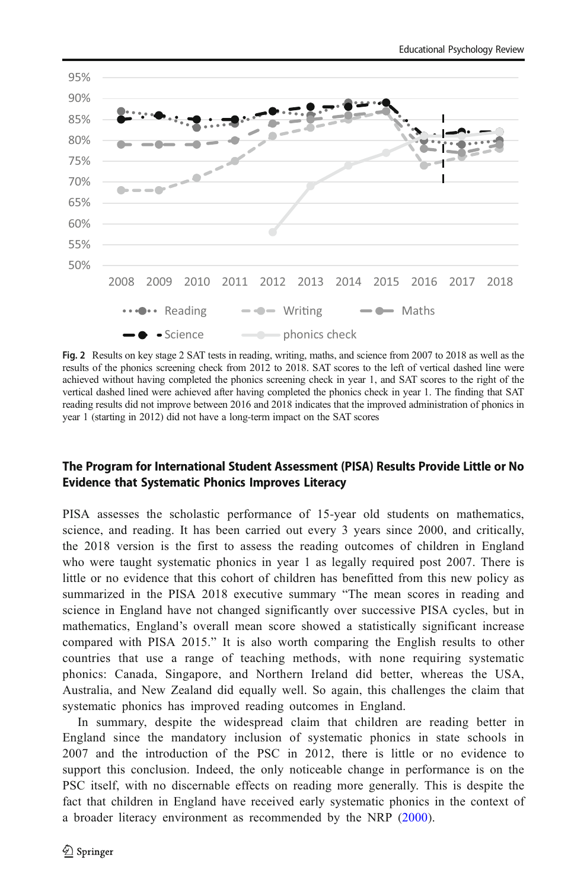Fig. 2 Results on key stage 2 SAT tests in reading, writing, maths, and science from 2007 to 2018 as well as the results of the phonics screening check from 2012 to 2018. SAT scores to the left of vertical dashed line were achieved without having completed the phonics screening check in year 1, and SAT scores to the right of the vertical dashed lined were achieved after having completed the phonics check in year 1. The finding that SAT reading results did not improve between 2016 and 2018 indicates that the improved administration of phonics in year 1 (starting in 2012) did not have a long-term impact on the SAT scores

### The Program for International Student Assessment (PISA) Results Provide Little or No Evidence that Systematic Phonics Improves Literacy

PISA assesses the scholastic performance of 15-year old students on mathematics, science, and reading. It has been carried out every 3 years since 2000, and critically, the 2018 version is the first to assess the reading outcomes of children in England who were taught systematic phonics in year 1 as legally required post 2007. There is little or no evidence that this cohort of children has benefitted from this new policy as summarized in the PISA 2018 executive summary "The mean scores in reading and science in England have not changed significantly over successive PISA cycles, but in mathematics, England's overall mean score showed a statistically significant increase compared with PISA 2015." It is also worth comparing the English results to other countries that use a range of teaching methods, with none requiring systematic phonics: Canada, Singapore, and Northern Ireland did better, whereas the USA, Australia, and New Zealand did equally well. So again, this challenges the claim that systematic phonics has improved reading outcomes in England.

In summary, despite the widespread claim that children are reading better in England since the mandatory inclusion of systematic phonics in state schools in 2007 and the introduction of the PSC in 2012, there is little or no evidence to support this conclusion. Indeed, the only noticeable change in performance is on the PSC itself, with no discernable effects on reading more generally. This is despite the fact that children in England have received early systematic phonics in the context of a broader literacy environment as recommended by the NRP (2000).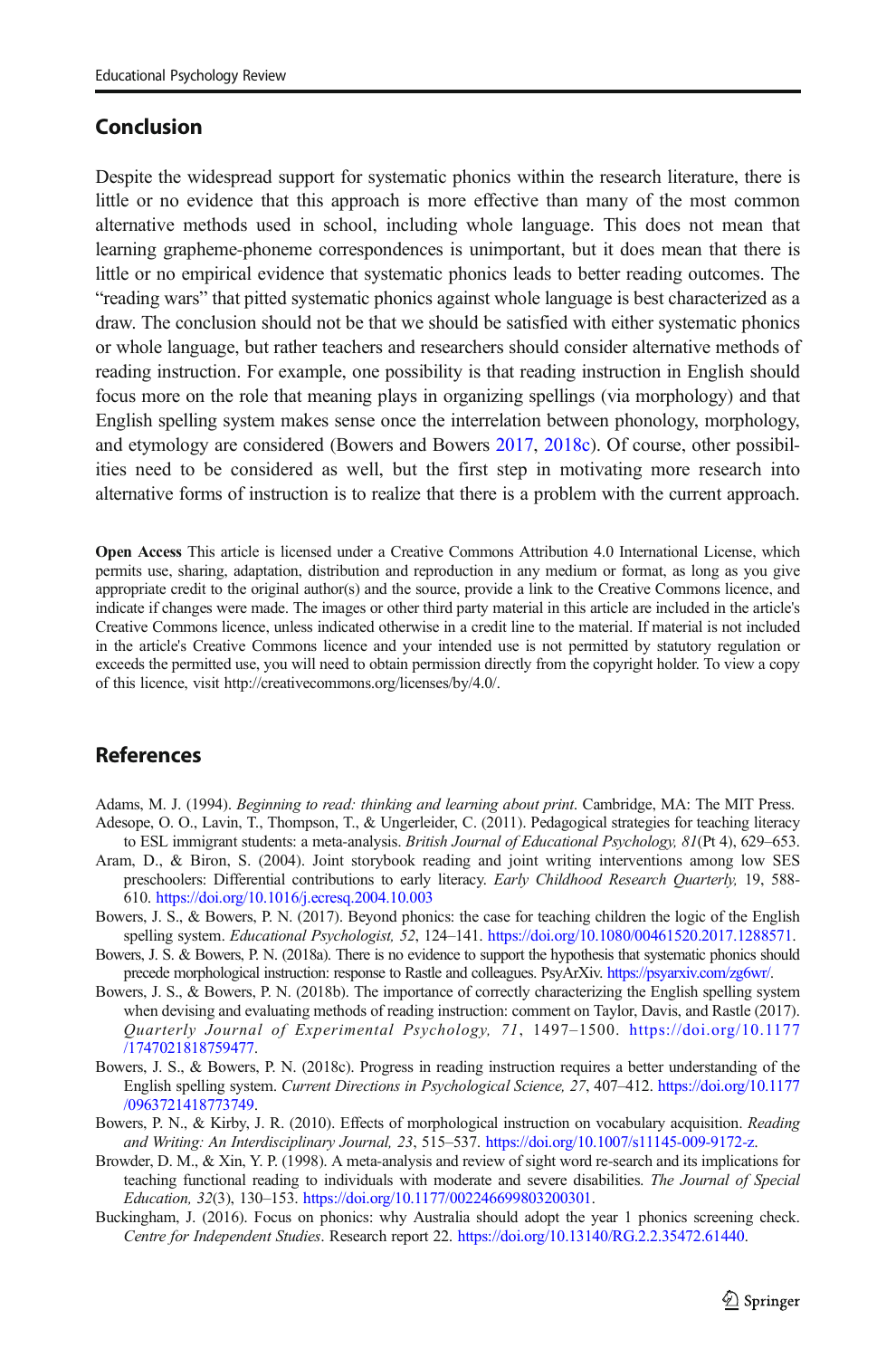## Conclusion

Despite the widespread support for systematic phonics within the research literature, there is little or no evidence that this approach is more effective than many of the most common alternative methods used in school, including whole language. This does not mean that learning grapheme-phoneme correspondences is unimportant, but it does mean that there is little or no empirical evidence that systematic phonics leads to better reading outcomes. The "reading wars" that pitted systematic phonics against whole language is best characterized as a draw. The conclusion should not be that we should be satisfied with either systematic phonics or whole language, but rather teachers and researchers should consider alternative methods of reading instruction. For example, one possibility is that reading instruction in English should focus more on the role that meaning plays in organizing spellings (via morphology) and that English spelling system makes sense once the interrelation between phonology, morphology, and etymology are considered (Bowers and Bowers 2017, 2018c). Of course, other possibilities need to be considered as well, but the first step in motivating more research into alternative forms of instruction is to realize that there is a problem with the current approach.

**Open Access** This article is licensed under a Creative Commons Attribution 4.0 International License, which permits use, sharing, adaptation, distribution and reproduction in any medium or format, as long as you give appropriate credit to the original author(s) and the source, provide a link to the Creative Commons licence, and indicate if changes were made. The images or other third party material in this article are included in the article's Creative Commons licence, unless indicated otherwise in a credit line to the material. If material is not included in the article's Creative Commons licence and your intended use is not permitted by statutory regulation or exceeds the permitted use, you will need to obtain permission directly from the copyright holder. To view a copy of this licence, visit http://creativecommons.org/licenses/by/4.0/.

## References

Adams, M. J. (1994). *Beginning to read: thinking and learning about print*. Cambridge, MA: The MIT Press.

Adesope, O. O., Lavin, T., Thompson, T., & Ungerleider, C. (2011). Pedagogical strategies for teaching literacy to ESL immigrant students: a meta-analysis. *British Journal of Educational Psychology, 81*(Pt 4), 629–653.

Aram, D., & Biron, S. (2004). Joint storybook reading and joint writing interventions among low SES preschoolers: Differential contributions to early literacy. *Early Childhood Research Quarterly,* 19, 588-610. https://doi.org/10.1016/j.ecresq.2004.10.003

Bowers, J. S., & Bowers, P. N. (2017). Beyond phonics: the case for teaching children the logic of the English spelling system. *Educational Psychologist, 52*, 124–141. https://doi.org/10.1080/00461520.2017.1288571.

Bowers, J. S. & Bowers, P. N. (2018a). There is no evidence to support the hypothesis that systematic phonics should precede morphological instruction: response to Rastle and colleagues. PsyArXiv. https://psyarxiv.com/zg6wr/.

Bowers, J. S., & Bowers, P. N. (2018b). The importance of correctly characterizing the English spelling system when devising and evaluating methods of reading instruction: comment on Taylor, Davis, and Rastle (2017). *Quarterly Journal of Experimental Psychology, 71*, 1497–1500. https://doi.org/10.1177/1747021818759477.

Bowers, J. S., & Bowers, P. N. (2018c). Progress in reading instruction requires a better understanding of the English spelling system. *Current Directions in Psychological Science, 27*, 407–412. https://doi.org/10.1177/0963721418773749.

Bowers, P. N., & Kirby, J. R. (2010). Effects of morphological instruction on vocabulary acquisition. *Reading and Writing: An Interdisciplinary Journal, 23*, 515–537. https://doi.org/10.1007/s11145-009-9172-z.

Browder, D. M., & Xin, Y. P. (1998). A meta-analysis and review of sight word re-search and its implications for teaching functional reading to individuals with moderate and severe disabilities. *The Journal of Special Education, 32*(3), 130–153. https://doi.org/10.1177/002246699803200301.

Buckingham, J. (2016). Focus on phonics: why Australia should adopt the year 1 phonics screening check. *Centre for Independent Studies*. Research report 22. https://doi.org/10.13140/RG.2.2.35472.61440.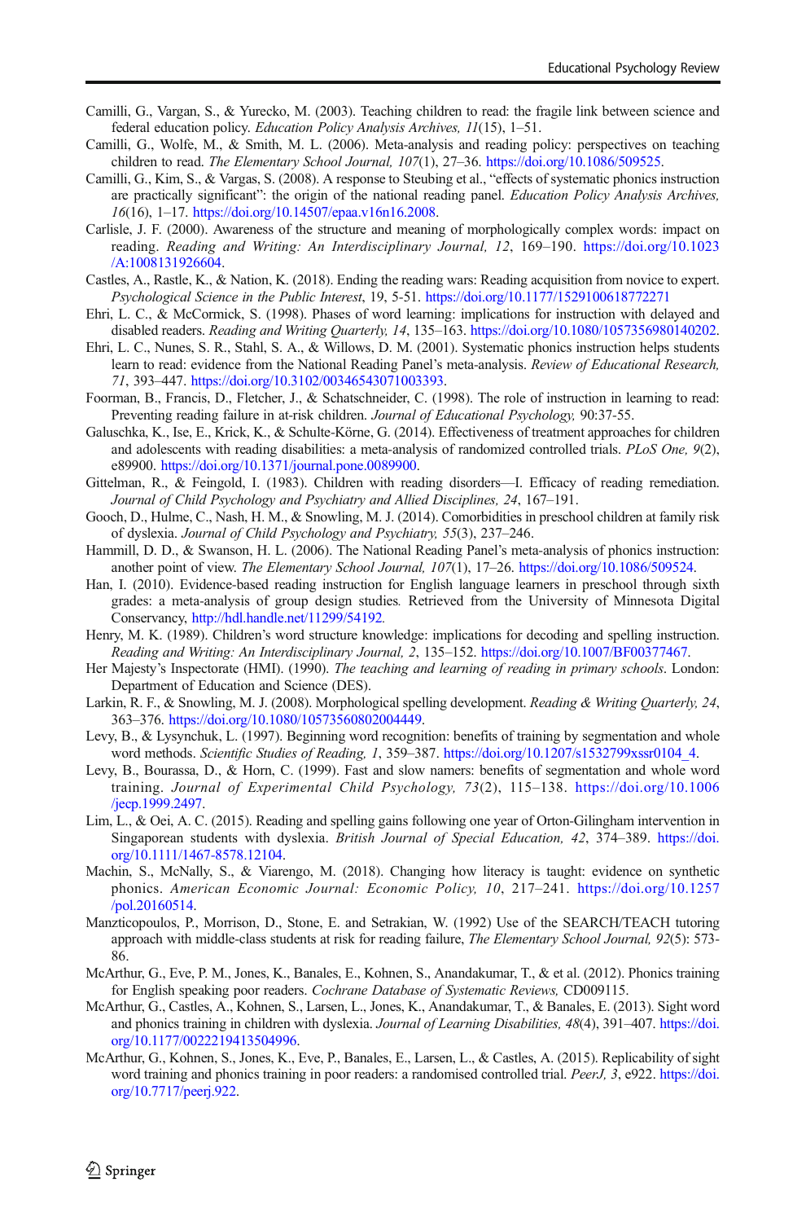Camilli, G., Vargan, S., & Yurecko, M. (2003). Teaching children to read: the fragile link between science and federal education policy. *Education Policy Analysis Archives, 11*(15), 1–51.

Camilli, G., Wolfe, M., & Smith, M. L. (2006). Meta-analysis and reading policy: perspectives on teaching children to read. *The Elementary School Journal, 107*(1), 27–36. https://doi.org/10.1086/509525.

Camilli, G., Kim, S., & Vargas, S. (2008). A response to Steubing et al., "effects of systematic phonics instruction are practically significant": the origin of the national reading panel. *Education Policy Analysis Archives, 16*(16), 1–17. https://doi.org/10.14507/epaa.v16n16.2008.

Carlisle, J. F. (2000). Awareness of the structure and meaning of morphologically complex words: impact on reading. *Reading and Writing: An Interdisciplinary Journal, 12*, 169–190. https://doi.org/10.1023/A:1008131926604.

Castles, A., Rastle, K., & Nation, K. (2018). Ending the reading wars: Reading acquisition from novice to expert. *Psychological Science in the Public Interest*, 19, 5-51. https://doi.org/10.1177/1529100618772271

Ehri, L. C., & McCormick, S. (1998). Phases of word learning: implications for instruction with delayed and disabled readers. *Reading and Writing Quarterly, 14*, 135–163. https://doi.org/10.1080/1057356980140202.

Ehri, L. C., Nunes, S. R., Stahl, S. A., & Willows, D. M. (2001). Systematic phonics instruction helps students learn to read: evidence from the National Reading Panel's meta-analysis. *Review of Educational Research, 71*, 393–447. https://doi.org/10.3102/00346543071003393.

Foorman, B., Francis, D., Fletcher, J., & Schatschneider, C. (1998). The role of instruction in learning to read: Preventing reading failure in at-risk children. *Journal of Educational Psychology,* 90:37-55.

Galuschka, K., Ise, E., Krick, K., & Schulte-Körne, G. (2014). Effectiveness of treatment approaches for children and adolescents with reading disabilities: a meta-analysis of randomized controlled trials. *PLoS One, 9*(2), e89900. https://doi.org/10.1371/journal.pone.0089900.

Gittelman, R., & Feingold, I. (1983). Children with reading disorders—I. Efficacy of reading remediation. *Journal of Child Psychology and Psychiatry and Allied Disciplines, 24*, 167–191.

Gooch, D., Hulme, C., Nash, H. M., & Snowling, M. J. (2014). Comorbidities in preschool children at family risk of dyslexia. *Journal of Child Psychology and Psychiatry, 55*(3), 237–246.

Hammill, D. D., & Swanson, H. L. (2006). The National Reading Panel's meta-analysis of phonics instruction: another point of view. *The Elementary School Journal, 107*(1), 17–26. https://doi.org/10.1086/509524.

Han, I. (2010). Evidence-based reading instruction for English language learners in preschool through sixth grades: a meta-analysis of group design studies*.* Retrieved from the University of Minnesota Digital Conservancy, http://hdl.handle.net/11299/54192.

Henry, M. K. (1989). Children's word structure knowledge: implications for decoding and spelling instruction. *Reading and Writing: An Interdisciplinary Journal, 2*, 135–152. https://doi.org/10.1007/BF00377467.

Her Majesty's Inspectorate (HMI). (1990). *The teaching and learning of reading in primary schools*. London: Department of Education and Science (DES).

Larkin, R. F., & Snowling, M. J. (2008). Morphological spelling development. *Reading & Writing Quarterly, 24*, 363–376. https://doi.org/10.1080/10573560802004449.

Levy, B., & Lysynchuk, L. (1997). Beginning word recognition: benefits of training by segmentation and whole word methods. *Scientific Studies of Reading, 1*, 359–387. https://doi.org/10.1207/s1532799xssr0104_4.

Levy, B., Bourassa, D., & Horn, C. (1999). Fast and slow namers: benefits of segmentation and whole word training. *Journal of Experimental Child Psychology, 73*(2), 115–138. https://doi.org/10.1006/jecp.1999.2497.

Lim, L., & Oei, A. C. (2015). Reading and spelling gains following one year of Orton-Gilingham intervention in Singaporean students with dyslexia. *British Journal of Special Education, 42*, 374–389. https://doi.org/10.1111/1467-8578.12104.

Machin, S., McNally, S., & Viarengo, M. (2018). Changing how literacy is taught: evidence on synthetic phonics. *American Economic Journal: Economic Policy, 10*, 217–241. https://doi.org/10.1257/pol.20160514.

Manzticopoulos, P., Morrison, D., Stone, E. and Setrakian, W. (1992) Use of the SEARCH/TEACH tutoring approach with middle-class students at risk for reading failure, *The Elementary School Journal, 92*(5): 573-86.

McArthur, G., Eve, P. M., Jones, K., Banales, E., Kohnen, S., Anandakumar, T., & et al. (2012). Phonics training for English speaking poor readers. *Cochrane Database of Systematic Reviews,* CD009115.

McArthur, G., Castles, A., Kohnen, S., Larsen, L., Jones, K., Anandakumar, T., & Banales, E. (2013). Sight word and phonics training in children with dyslexia. *Journal of Learning Disabilities, 48*(4), 391–407. https://doi.org/10.1177/0022219413504996.

McArthur, G., Kohnen, S., Jones, K., Eve, P., Banales, E., Larsen, L., & Castles, A. (2015). Replicability of sight word training and phonics training in poor readers: a randomised controlled trial. *PeerJ, 3*, e922. https://doi.org/10.7717/peerj.922.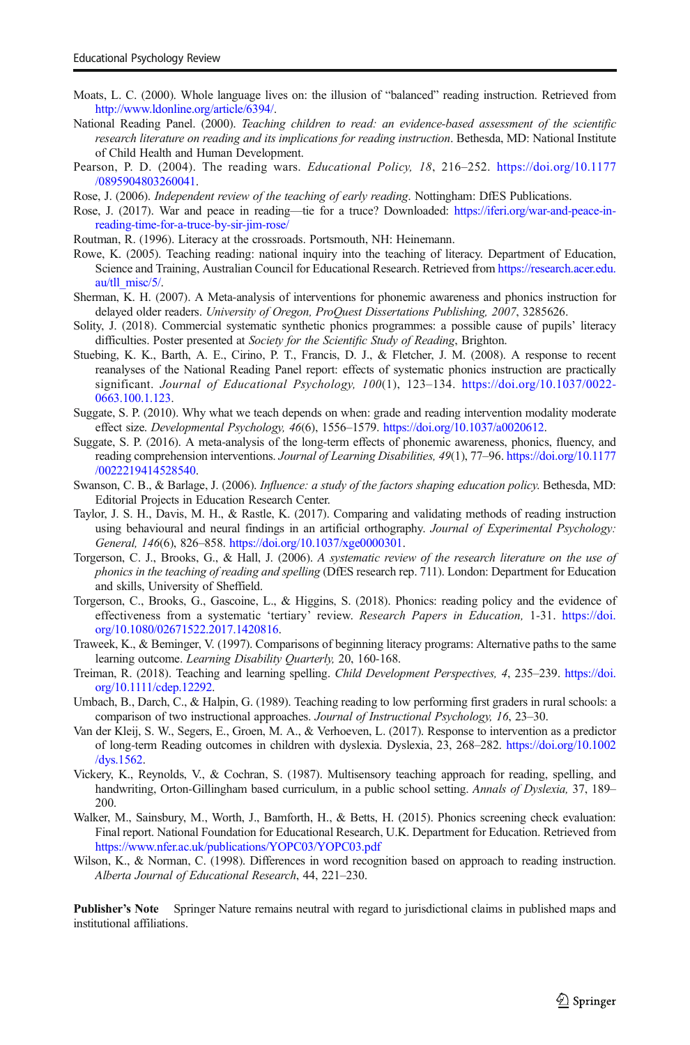Moats, L. C. (2000). Whole language lives on: the illusion of "balanced" reading instruction. Retrieved from http://www.ldonline.org/article/6394/.

National Reading Panel. (2000). *Teaching children to read: an evidence-based assessment of the scientific research literature on reading and its implications for reading instruction*. Bethesda, MD: National Institute of Child Health and Human Development.

Pearson, P. D. (2004). The reading wars. *Educational Policy, 18*, 216–252. https://doi.org/10.1177/0895904803260041.

Rose, J. (2006). *Independent review of the teaching of early reading*. Nottingham: DfES Publications.

Rose, J. (2017). War and peace in reading—tie for a truce? Downloaded: https://iferi.org/war-and-peace-in-reading-time-for-a-truce-by-sir-jim-rose/

Routman, R. (1996). Literacy at the crossroads. Portsmouth, NH: Heinemann.

Rowe, K. (2005). Teaching reading: national inquiry into the teaching of literacy. Department of Education, Science and Training, Australian Council for Educational Research. Retrieved from https://research.acer.edu.au/tll_misc/5/.

Sherman, K. H. (2007). A Meta-analysis of interventions for phonemic awareness and phonics instruction for delayed older readers. *University of Oregon, ProQuest Dissertations Publishing, 2007*, 3285626.

Solity, J. (2018). Commercial systematic synthetic phonics programmes: a possible cause of pupils' literacy difficulties. Poster presented at *Society for the Scientific Study of Reading*, Brighton.

Stuebing, K. K., Barth, A. E., Cirino, P. T., Francis, D. J., & Fletcher, J. M. (2008). A response to recent reanalyses of the National Reading Panel report: effects of systematic phonics instruction are practically significant. *Journal of Educational Psychology, 100*(1), 123–134. https://doi.org/10.1037/0022-0663.100.1.123.

Suggate, S. P. (2010). Why what we teach depends on when: grade and reading intervention modality moderate effect size. *Developmental Psychology, 46*(6), 1556–1579. https://doi.org/10.1037/a0020612.

Suggate, S. P. (2016). A meta-analysis of the long-term effects of phonemic awareness, phonics, fluency, and reading comprehension interventions. *Journal of Learning Disabilities, 49*(1), 77–96. https://doi.org/10.1177/0022219414528540.

Swanson, C. B., & Barlage, J. (2006). *Influence: a study of the factors shaping education policy*. Bethesda, MD: Editorial Projects in Education Research Center.

Taylor, J. S. H., Davis, M. H., & Rastle, K. (2017). Comparing and validating methods of reading instruction using behavioural and neural findings in an artificial orthography. *Journal of Experimental Psychology: General, 146*(6), 826–858. https://doi.org/10.1037/xge0000301.

Torgerson, C. J., Brooks, G., & Hall, J. (2006). *A systematic review of the research literature on the use of phonics in the teaching of reading and spelling* (DfES research rep. 711). London: Department for Education and skills, University of Sheffield.

Torgerson, C., Brooks, G., Gascoine, L., & Higgins, S. (2018). Phonics: reading policy and the evidence of effectiveness from a systematic 'tertiary' review. *Research Papers in Education,* 1-31. https://doi.org/10.1080/02671522.2017.1420816.

Traweek, K., & Beminger, V. (1997). Comparisons of beginning literacy programs: Alternative paths to the same learning outcome. *Learning Disability Quarterly,* 20, 160-168.

Treiman, R. (2018). Teaching and learning spelling. *Child Development Perspectives, 4*, 235–239. https://doi.org/10.1111/cdep.12292.

Umbach, B., Darch, C., & Halpin, G. (1989). Teaching reading to low performing first graders in rural schools: a comparison of two instructional approaches. *Journal of Instructional Psychology, 16*, 23–30.

Van der Kleij, S. W., Segers, E., Groen, M. A., & Verhoeven, L. (2017). Response to intervention as a predictor of long-term Reading outcomes in children with dyslexia. Dyslexia, 23, 268–282. https://doi.org/10.1002/dys.1562.

Vickery, K., Reynolds, V., & Cochran, S. (1987). Multisensory teaching approach for reading, spelling, and handwriting, Orton-Gillingham based curriculum, in a public school setting. *Annals of Dyslexia,* 37, 189–200.

Walker, M., Sainsbury, M., Worth, J., Bamforth, H., & Betts, H. (2015). Phonics screening check evaluation: Final report. National Foundation for Educational Research, U.K. Department for Education. Retrieved from https://www.nfer.ac.uk/publications/YOPC03/YOPC03.pdf

Wilson, K., & Norman, C. (1998). Differences in word recognition based on approach to reading instruction. *Alberta Journal of Educational Research*, 44, 221–230.

**Publisher's Note** Springer Nature remains neutral with regard to jurisdictional claims in published maps and institutional affiliations.